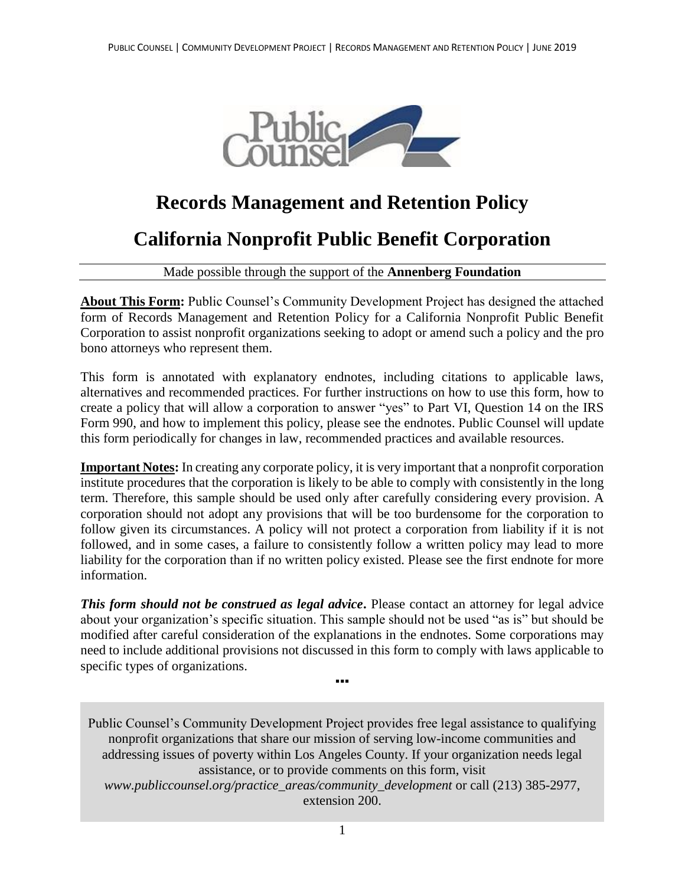# Records Management and Retention Policy

# California Nonprofit Public Benefit Corporation

Made possible through the support of the **Annenberg Foundation**

**About This Form:** Public Counsel's Community Development Project has designed the attached form of Records Management and Retention Policy for a California Nonprofit Public Benefit Corporation to assist nonprofit organizations seeking to adopt or amend such a policy and the pro bono attorneys who represent them.

This form is annotated with explanatory endnotes, including citations to applicable laws, alternatives and recommended practices. For further instructions on how to use this form, how to create a policy that will allow a corporation to answer "yes" to Part VI, Question 14 on the IRS Form 990, and how to implement this policy, please see the endnotes. Public Counsel will update this form periodically for changes in law, recommended practices and available resources.

**Important Notes:** In creating any corporate policy, it is very important that a nonprofit corporation institute procedures that the corporation is likely to be able to comply with consistently in the long term. Therefore, this sample should be used only after carefully considering every provision. A corporation should not adopt any provisions that will be too burdensome for the corporation to follow given its circumstances. A policy will not protect a corporation from liability if it is not followed, and in some cases, a failure to consistently follow a written policy may lead to more liability for the corporation than if no written policy existed. Please see the first endnote for more information.

***This form should not be construed as legal advice*.** Please contact an attorney for legal advice about your organization's specific situation. This sample should not be used "as is" but should be modified after careful consideration of the explanations in the endnotes. Some corporations may need to include additional provisions not discussed in this form to comply with laws applicable to specific types of organizations.

▪▪▪

Public Counsel's Community Development Project provides free legal assistance to qualifying nonprofit organizations that share our mission of serving low-income communities and addressing issues of poverty within Los Angeles County. If your organization needs legal assistance, or to provide comments on this form, visit *www.publiccounsel.org/practice_areas/community_development* or call (213) 385-2977, extension 200.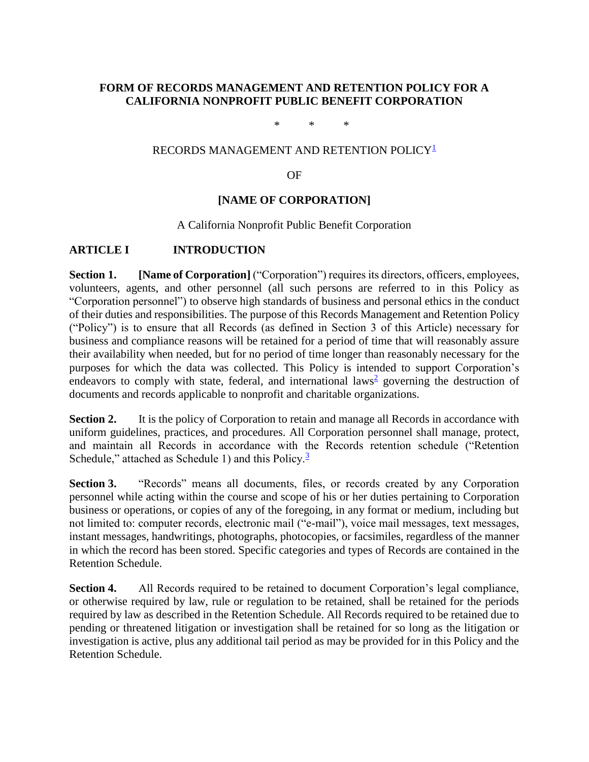**FORM OF RECORDS MANAGEMENT AND RETENTION POLICY FOR A CALIFORNIA NONPROFIT PUBLIC BENEFIT CORPORATION**

\*   \*   \*

RECORDS MANAGEMENT AND RETENTION POLICY[1]

OF

**[NAME OF CORPORATION]**

A California Nonprofit Public Benefit Corporation

## ARTICLE I INTRODUCTION

**Section 1.** **[Name of Corporation]** ("Corporation") requires its directors, officers, employees, volunteers, agents, and other personnel (all such persons are referred to in this Policy as "Corporation personnel") to observe high standards of business and personal ethics in the conduct of their duties and responsibilities. The purpose of this Records Management and Retention Policy ("Policy") is to ensure that all Records (as defined in Section 3 of this Article) necessary for business and compliance reasons will be retained for a period of time that will reasonably assure their availability when needed, but for no period of time longer than reasonably necessary for the purposes for which the data was collected. This Policy is intended to support Corporation's endeavors to comply with state, federal, and international laws[2] governing the destruction of documents and records applicable to nonprofit and charitable organizations.

**Section 2.** It is the policy of Corporation to retain and manage all Records in accordance with uniform guidelines, practices, and procedures. All Corporation personnel shall manage, protect, and maintain all Records in accordance with the Records retention schedule ("Retention Schedule," attached as Schedule 1) and this Policy.[3]

**Section 3.** "Records" means all documents, files, or records created by any Corporation personnel while acting within the course and scope of his or her duties pertaining to Corporation business or operations, or copies of any of the foregoing, in any format or medium, including but not limited to: computer records, electronic mail ("e-mail"), voice mail messages, text messages, instant messages, handwritings, photographs, photocopies, or facsimiles, regardless of the manner in which the record has been stored. Specific categories and types of Records are contained in the Retention Schedule.

**Section 4.** All Records required to be retained to document Corporation's legal compliance, or otherwise required by law, rule or regulation to be retained, shall be retained for the periods required by law as described in the Retention Schedule. All Records required to be retained due to pending or threatened litigation or investigation shall be retained for so long as the litigation or investigation is active, plus any additional tail period as may be provided for in this Policy and the Retention Schedule.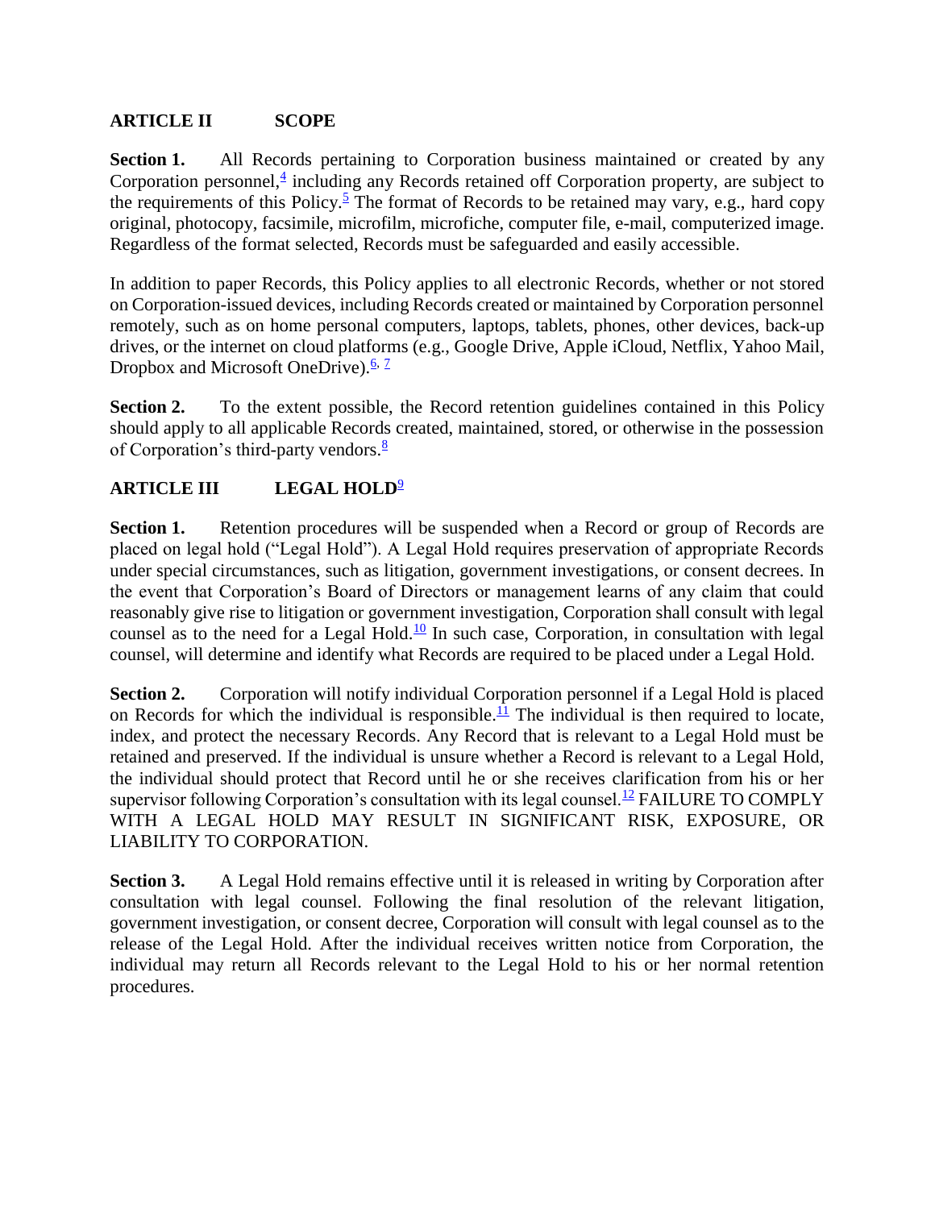## ARTICLE II SCOPE

**Section 1.** All Records pertaining to Corporation business maintained or created by any Corporation personnel,[4] including any Records retained off Corporation property, are subject to the requirements of this Policy.[5] The format of Records to be retained may vary, e.g., hard copy original, photocopy, facsimile, microfilm, microfiche, computer file, e-mail, computerized image. Regardless of the format selected, Records must be safeguarded and easily accessible.

In addition to paper Records, this Policy applies to all electronic Records, whether or not stored on Corporation-issued devices, including Records created or maintained by Corporation personnel remotely, such as on home personal computers, laptops, tablets, phones, other devices, back-up drives, or the internet on cloud platforms (e.g., Google Drive, Apple iCloud, Netflix, Yahoo Mail, Dropbox and Microsoft OneDrive).[6, 7]

**Section 2.** To the extent possible, the Record retention guidelines contained in this Policy should apply to all applicable Records created, maintained, stored, or otherwise in the possession of Corporation's third-party vendors.[8]

## ARTICLE III LEGAL HOLD[9]

**Section 1.** Retention procedures will be suspended when a Record or group of Records are placed on legal hold ("Legal Hold"). A Legal Hold requires preservation of appropriate Records under special circumstances, such as litigation, government investigations, or consent decrees. In the event that Corporation's Board of Directors or management learns of any claim that could reasonably give rise to litigation or government investigation, Corporation shall consult with legal counsel as to the need for a Legal Hold.[10] In such case, Corporation, in consultation with legal counsel, will determine and identify what Records are required to be placed under a Legal Hold.

**Section 2.** Corporation will notify individual Corporation personnel if a Legal Hold is placed on Records for which the individual is responsible.[11] The individual is then required to locate, index, and protect the necessary Records. Any Record that is relevant to a Legal Hold must be retained and preserved. If the individual is unsure whether a Record is relevant to a Legal Hold, the individual should protect that Record until he or she receives clarification from his or her supervisor following Corporation's consultation with its legal counsel.[12] FAILURE TO COMPLY WITH A LEGAL HOLD MAY RESULT IN SIGNIFICANT RISK, EXPOSURE, OR LIABILITY TO CORPORATION.

**Section 3.** A Legal Hold remains effective until it is released in writing by Corporation after consultation with legal counsel. Following the final resolution of the relevant litigation, government investigation, or consent decree, Corporation will consult with legal counsel as to the release of the Legal Hold. After the individual receives written notice from Corporation, the individual may return all Records relevant to the Legal Hold to his or her normal retention procedures.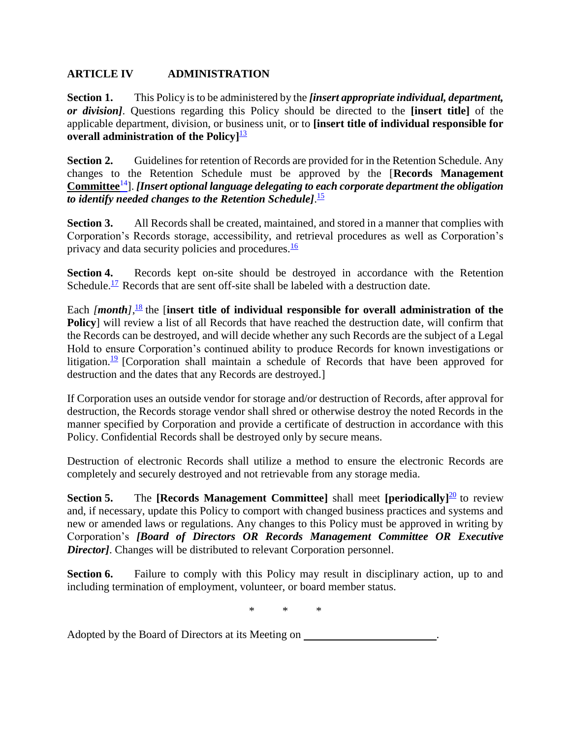## ARTICLE IV ADMINISTRATION

**Section 1.** This Policy is to be administered by the ***[insert appropriate individual, department, or division]***. Questions regarding this Policy should be directed to the **[insert title]** of the applicable department, division, or business unit, or to **[insert title of individual responsible for overall administration of the Policy]**[13]

**Section 2.** Guidelines for retention of Records are provided for in the Retention Schedule. Any changes to the Retention Schedule must be approved by the [**Records Management Committee**[14]]. ***[Insert optional language delegating to each corporate department the obligation to identify needed changes to the Retention Schedule]***.[15]

**Section 3.** All Records shall be created, maintained, and stored in a manner that complies with Corporation's Records storage, accessibility, and retrieval procedures as well as Corporation's privacy and data security policies and procedures.[16]

**Section 4.** Records kept on-site should be destroyed in accordance with the Retention Schedule.[17] Records that are sent off-site shall be labeled with a destruction date.

Each ***[month]***,[18] the [**insert title of individual responsible for overall administration of the Policy**] will review a list of all Records that have reached the destruction date, will confirm that the Records can be destroyed, and will decide whether any such Records are the subject of a Legal Hold to ensure Corporation's continued ability to produce Records for known investigations or litigation.[19] [Corporation shall maintain a schedule of Records that have been approved for destruction and the dates that any Records are destroyed.]

If Corporation uses an outside vendor for storage and/or destruction of Records, after approval for destruction, the Records storage vendor shall shred or otherwise destroy the noted Records in the manner specified by Corporation and provide a certificate of destruction in accordance with this Policy. Confidential Records shall be destroyed only by secure means.

Destruction of electronic Records shall utilize a method to ensure the electronic Records are completely and securely destroyed and not retrievable from any storage media.

**Section 5.** The **[Records Management Committee]** shall meet **[periodically]**[20] to review and, if necessary, update this Policy to comport with changed business practices and systems and new or amended laws or regulations. Any changes to this Policy must be approved in writing by Corporation's ***[Board of Directors OR Records Management Committee OR Executive Director]***. Changes will be distributed to relevant Corporation personnel.

**Section 6.** Failure to comply with this Policy may result in disciplinary action, up to and including termination of employment, volunteer, or board member status.

\* \* \*

Adopted by the Board of Directors at its Meeting on ________________________.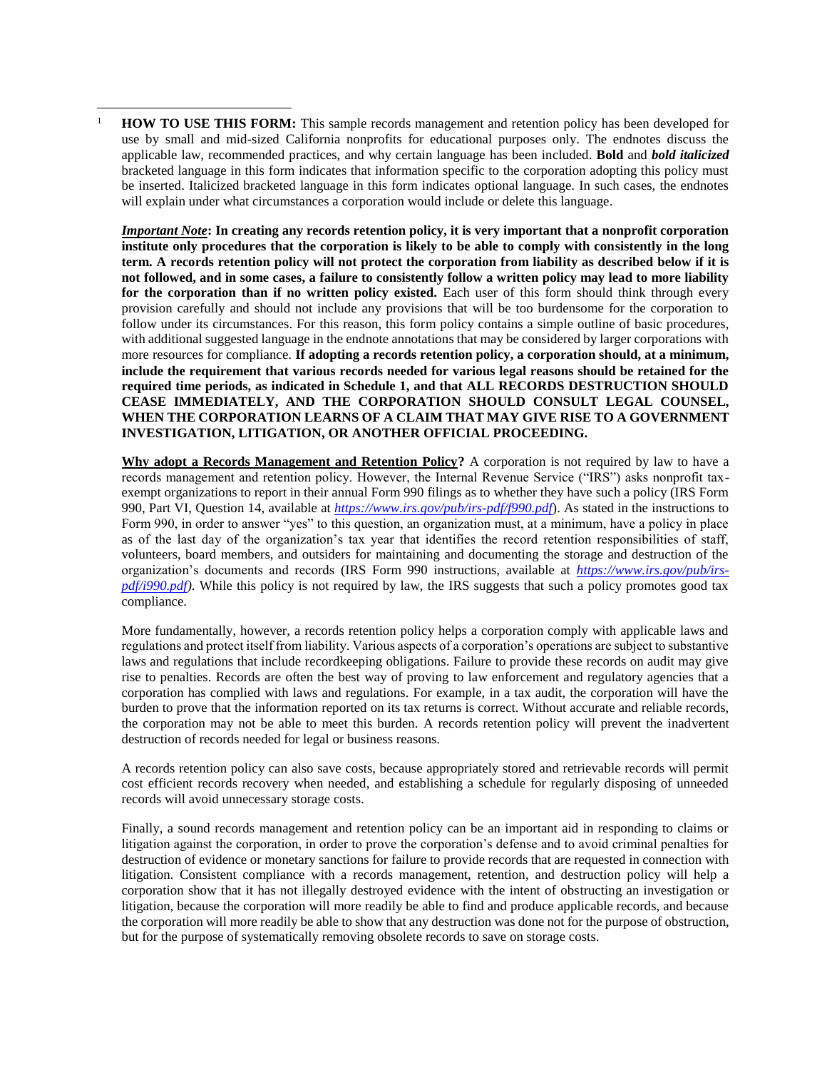[1] **HOW TO USE THIS FORM:** This sample records management and retention policy has been developed for use by small and mid-sized California nonprofits for educational purposes only. The endnotes discuss the applicable law, recommended practices, and why certain language has been included. **Bold** and ***bold italicized*** bracketed language in this form indicates that information specific to the corporation adopting this policy must be inserted. Italicized bracketed language in this form indicates optional language. In such cases, the endnotes will explain under what circumstances a corporation would include or delete this language.

***Important Note*: In creating any records retention policy, it is very important that a nonprofit corporation institute only procedures that the corporation is likely to be able to comply with consistently in the long term. A records retention policy will not protect the corporation from liability as described below if it is not followed, and in some cases, a failure to consistently follow a written policy may lead to more liability for the corporation than if no written policy existed.** Each user of this form should think through every provision carefully and should not include any provisions that will be too burdensome for the corporation to follow under its circumstances. For this reason, this form policy contains a simple outline of basic procedures, with additional suggested language in the endnote annotations that may be considered by larger corporations with more resources for compliance. **If adopting a records retention policy, a corporation should, at a minimum, include the requirement that various records needed for various legal reasons should be retained for the required time periods, as indicated in Schedule 1, and that ALL RECORDS DESTRUCTION SHOULD CEASE IMMEDIATELY, AND THE CORPORATION SHOULD CONSULT LEGAL COUNSEL, WHEN THE CORPORATION LEARNS OF A CLAIM THAT MAY GIVE RISE TO A GOVERNMENT INVESTIGATION, LITIGATION, OR ANOTHER OFFICIAL PROCEEDING.**

**Why adopt a Records Management and Retention Policy?** A corporation is not required by law to have a records management and retention policy. However, the Internal Revenue Service ("IRS") asks nonprofit tax-exempt organizations to report in their annual Form 990 filings as to whether they have such a policy (IRS Form 990, Part VI, Question 14, available at *https://www.irs.gov/pub/irs-pdf/f990.pdf*). As stated in the instructions to Form 990, in order to answer "yes" to this question, an organization must, at a minimum, have a policy in place as of the last day of the organization's tax year that identifies the record retention responsibilities of staff, volunteers, board members, and outsiders for maintaining and documenting the storage and destruction of the organization's documents and records (IRS Form 990 instructions, available at *https://www.irs.gov/pub/irs-pdf/i990.pdf)*. While this policy is not required by law, the IRS suggests that such a policy promotes good tax compliance.

More fundamentally, however, a records retention policy helps a corporation comply with applicable laws and regulations and protect itself from liability. Various aspects of a corporation's operations are subject to substantive laws and regulations that include recordkeeping obligations. Failure to provide these records on audit may give rise to penalties. Records are often the best way of proving to law enforcement and regulatory agencies that a corporation has complied with laws and regulations. For example, in a tax audit, the corporation will have the burden to prove that the information reported on its tax returns is correct. Without accurate and reliable records, the corporation may not be able to meet this burden. A records retention policy will prevent the inadvertent destruction of records needed for legal or business reasons.

A records retention policy can also save costs, because appropriately stored and retrievable records will permit cost efficient records recovery when needed, and establishing a schedule for regularly disposing of unneeded records will avoid unnecessary storage costs.

Finally, a sound records management and retention policy can be an important aid in responding to claims or litigation against the corporation, in order to prove the corporation's defense and to avoid criminal penalties for destruction of evidence or monetary sanctions for failure to provide records that are requested in connection with litigation. Consistent compliance with a records management, retention, and destruction policy will help a corporation show that it has not illegally destroyed evidence with the intent of obstructing an investigation or litigation, because the corporation will more readily be able to find and produce applicable records, and because the corporation will more readily be able to show that any destruction was done not for the purpose of obstruction, but for the purpose of systematically removing obsolete records to save on storage costs.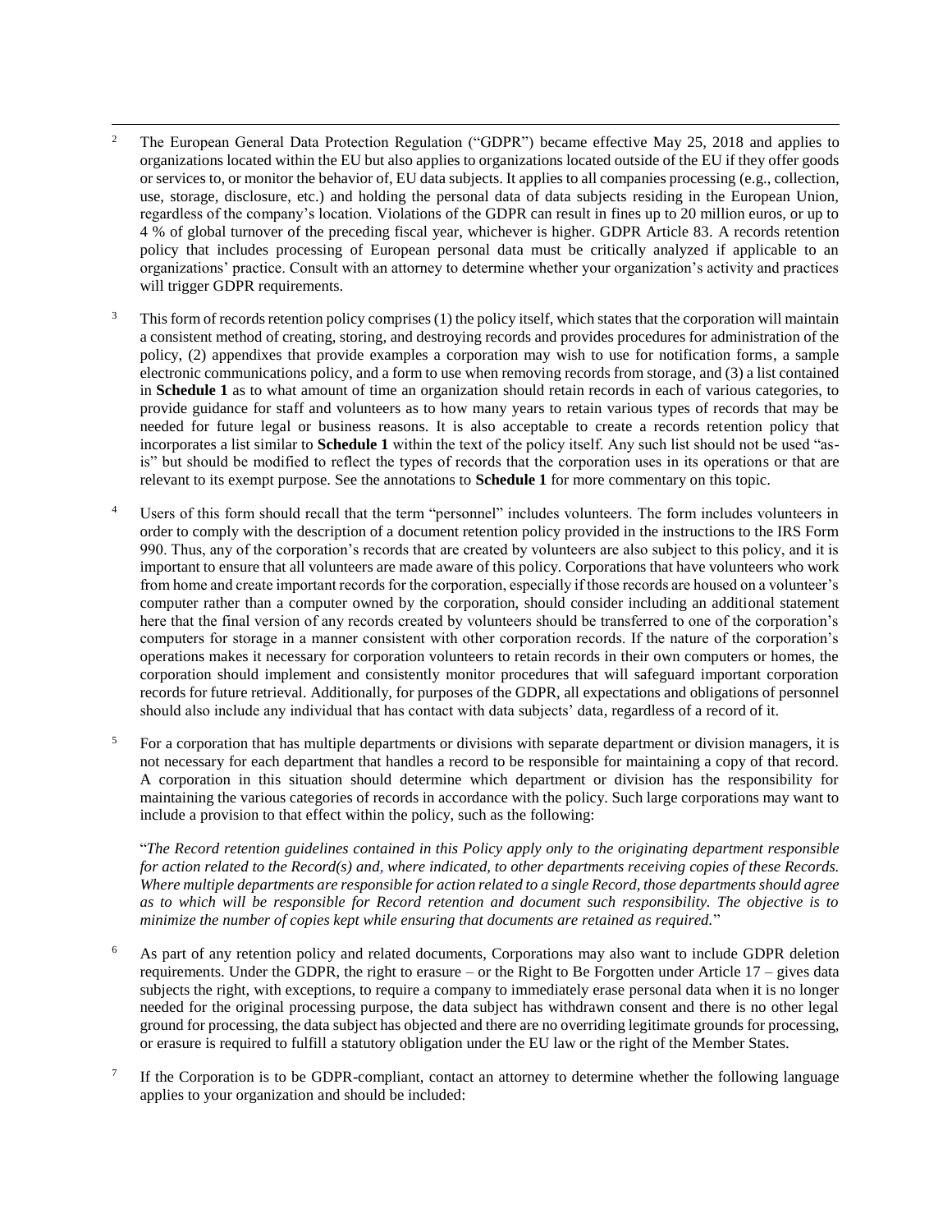[2] The European General Data Protection Regulation ("GDPR") became effective May 25, 2018 and applies to organizations located within the EU but also applies to organizations located outside of the EU if they offer goods or services to, or monitor the behavior of, EU data subjects. It applies to all companies processing (e.g., collection, use, storage, disclosure, etc.) and holding the personal data of data subjects residing in the European Union, regardless of the company's location. Violations of the GDPR can result in fines up to 20 million euros, or up to 4 % of global turnover of the preceding fiscal year, whichever is higher. GDPR Article 83. A records retention policy that includes processing of European personal data must be critically analyzed if applicable to an organizations' practice. Consult with an attorney to determine whether your organization's activity and practices will trigger GDPR requirements.

[3] This form of records retention policy comprises (1) the policy itself, which states that the corporation will maintain a consistent method of creating, storing, and destroying records and provides procedures for administration of the policy, (2) appendixes that provide examples a corporation may wish to use for notification forms, a sample electronic communications policy, and a form to use when removing records from storage, and (3) a list contained in **Schedule 1** as to what amount of time an organization should retain records in each of various categories, to provide guidance for staff and volunteers as to how many years to retain various types of records that may be needed for future legal or business reasons. It is also acceptable to create a records retention policy that incorporates a list similar to **Schedule 1** within the text of the policy itself. Any such list should not be used "as-is" but should be modified to reflect the types of records that the corporation uses in its operations or that are relevant to its exempt purpose. See the annotations to **Schedule 1** for more commentary on this topic.

[4] Users of this form should recall that the term "personnel" includes volunteers. The form includes volunteers in order to comply with the description of a document retention policy provided in the instructions to the IRS Form 990. Thus, any of the corporation's records that are created by volunteers are also subject to this policy, and it is important to ensure that all volunteers are made aware of this policy. Corporations that have volunteers who work from home and create important records for the corporation, especially if those records are housed on a volunteer's computer rather than a computer owned by the corporation, should consider including an additional statement here that the final version of any records created by volunteers should be transferred to one of the corporation's computers for storage in a manner consistent with other corporation records. If the nature of the corporation's operations makes it necessary for corporation volunteers to retain records in their own computers or homes, the corporation should implement and consistently monitor procedures that will safeguard important corporation records for future retrieval. Additionally, for purposes of the GDPR, all expectations and obligations of personnel should also include any individual that has contact with data subjects' data, regardless of a record of it.

[5] For a corporation that has multiple departments or divisions with separate department or division managers, it is not necessary for each department that handles a record to be responsible for maintaining a copy of that record. A corporation in this situation should determine which department or division has the responsibility for maintaining the various categories of records in accordance with the policy. Such large corporations may want to include a provision to that effect within the policy, such as the following:

"*The Record retention guidelines contained in this Policy apply only to the originating department responsible for action related to the Record(s) and, where indicated, to other departments receiving copies of these Records. Where multiple departments are responsible for action related to a single Record, those departments should agree as to which will be responsible for Record retention and document such responsibility. The objective is to minimize the number of copies kept while ensuring that documents are retained as required.*"

[6] As part of any retention policy and related documents, Corporations may also want to include GDPR deletion requirements. Under the GDPR, the right to erasure – or the Right to Be Forgotten under Article 17 – gives data subjects the right, with exceptions, to require a company to immediately erase personal data when it is no longer needed for the original processing purpose, the data subject has withdrawn consent and there is no other legal ground for processing, the data subject has objected and there are no overriding legitimate grounds for processing, or erasure is required to fulfill a statutory obligation under the EU law or the right of the Member States.

[7] If the Corporation is to be GDPR-compliant, contact an attorney to determine whether the following language applies to your organization and should be included: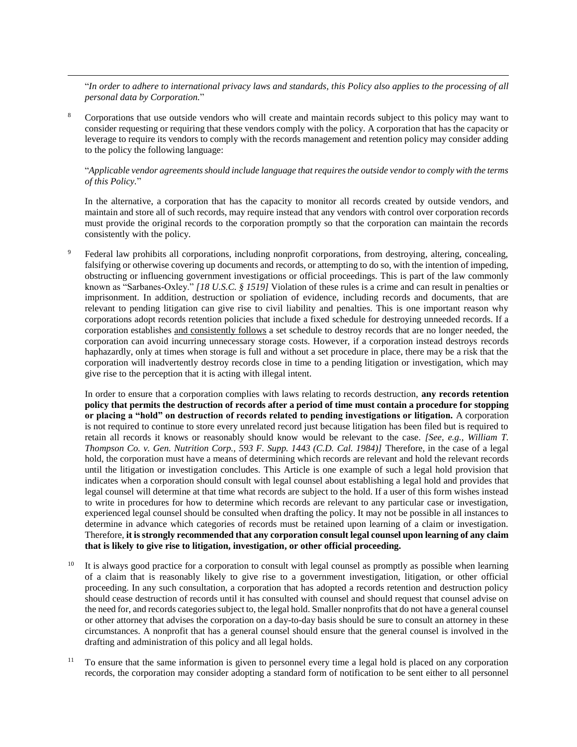"*In order to adhere to international privacy laws and standards, this Policy also applies to the processing of all personal data by Corporation.*"

[8] Corporations that use outside vendors who will create and maintain records subject to this policy may want to consider requesting or requiring that these vendors comply with the policy. A corporation that has the capacity or leverage to require its vendors to comply with the records management and retention policy may consider adding to the policy the following language:

"*Applicable vendor agreements should include language that requires the outside vendor to comply with the terms of this Policy.*"

In the alternative, a corporation that has the capacity to monitor all records created by outside vendors, and maintain and store all of such records, may require instead that any vendors with control over corporation records must provide the original records to the corporation promptly so that the corporation can maintain the records consistently with the policy.

[9] Federal law prohibits all corporations, including nonprofit corporations, from destroying, altering, concealing, falsifying or otherwise covering up documents and records, or attempting to do so, with the intention of impeding, obstructing or influencing government investigations or official proceedings. This is part of the law commonly known as "Sarbanes-Oxley." *[18 U.S.C. § 1519]* Violation of these rules is a crime and can result in penalties or imprisonment. In addition, destruction or spoliation of evidence, including records and documents, that are relevant to pending litigation can give rise to civil liability and penalties. This is one important reason why corporations adopt records retention policies that include a fixed schedule for destroying unneeded records. If a corporation establishes and consistently follows a set schedule to destroy records that are no longer needed, the corporation can avoid incurring unnecessary storage costs. However, if a corporation instead destroys records haphazardly, only at times when storage is full and without a set procedure in place, there may be a risk that the corporation will inadvertently destroy records close in time to a pending litigation or investigation, which may give rise to the perception that it is acting with illegal intent.

In order to ensure that a corporation complies with laws relating to records destruction, **any records retention policy that permits the destruction of records after a period of time must contain a procedure for stopping or placing a "hold" on destruction of records related to pending investigations or litigation.** A corporation is not required to continue to store every unrelated record just because litigation has been filed but is required to retain all records it knows or reasonably should know would be relevant to the case. *[See, e.g., William T. Thompson Co. v. Gen. Nutrition Corp., 593 F. Supp. 1443 (C.D. Cal. 1984)]* Therefore, in the case of a legal hold, the corporation must have a means of determining which records are relevant and hold the relevant records until the litigation or investigation concludes. This Article is one example of such a legal hold provision that indicates when a corporation should consult with legal counsel about establishing a legal hold and provides that legal counsel will determine at that time what records are subject to the hold. If a user of this form wishes instead to write in procedures for how to determine which records are relevant to any particular case or investigation, experienced legal counsel should be consulted when drafting the policy. It may not be possible in all instances to determine in advance which categories of records must be retained upon learning of a claim or investigation. Therefore, **it is strongly recommended that any corporation consult legal counsel upon learning of any claim that is likely to give rise to litigation, investigation, or other official proceeding.**

[10] It is always good practice for a corporation to consult with legal counsel as promptly as possible when learning of a claim that is reasonably likely to give rise to a government investigation, litigation, or other official proceeding. In any such consultation, a corporation that has adopted a records retention and destruction policy should cease destruction of records until it has consulted with counsel and should request that counsel advise on the need for, and records categories subject to, the legal hold. Smaller nonprofits that do not have a general counsel or other attorney that advises the corporation on a day-to-day basis should be sure to consult an attorney in these circumstances. A nonprofit that has a general counsel should ensure that the general counsel is involved in the drafting and administration of this policy and all legal holds.

[11] To ensure that the same information is given to personnel every time a legal hold is placed on any corporation records, the corporation may consider adopting a standard form of notification to be sent either to all personnel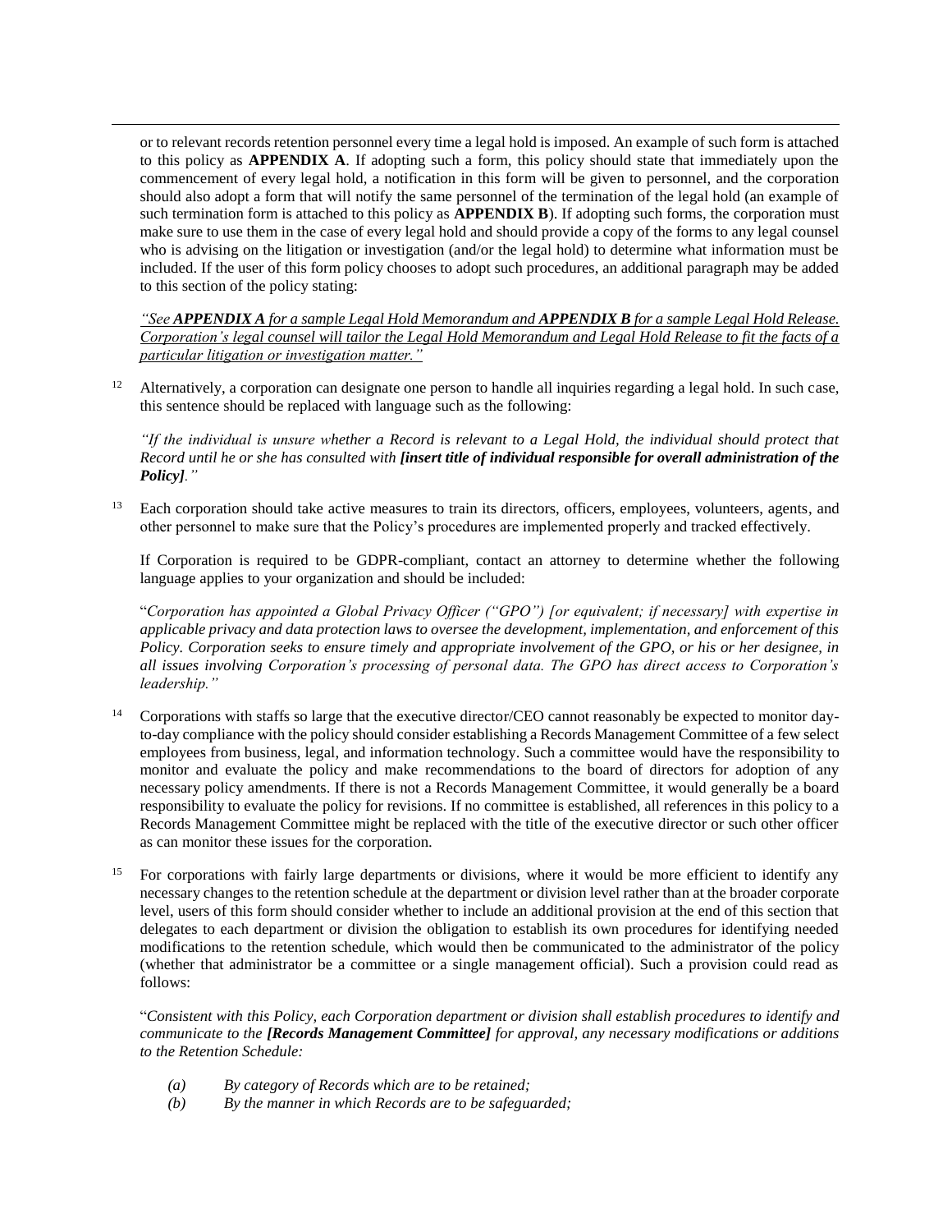or to relevant records retention personnel every time a legal hold is imposed. An example of such form is attached to this policy as **APPENDIX A**. If adopting such a form, this policy should state that immediately upon the commencement of every legal hold, a notification in this form will be given to personnel, and the corporation should also adopt a form that will notify the same personnel of the termination of the legal hold (an example of such termination form is attached to this policy as **APPENDIX B**). If adopting such forms, the corporation must make sure to use them in the case of every legal hold and should provide a copy of the forms to any legal counsel who is advising on the litigation or investigation (and/or the legal hold) to determine what information must be included. If the user of this form policy chooses to adopt such procedures, an additional paragraph may be added to this section of the policy stating:

<u>*"See **APPENDIX A** for a sample Legal Hold Memorandum and **APPENDIX B** for a sample Legal Hold Release. Corporation's legal counsel will tailor the Legal Hold Memorandum and Legal Hold Release to fit the facts of a particular litigation or investigation matter."*</u>

[12] Alternatively, a corporation can designate one person to handle all inquiries regarding a legal hold. In such case, this sentence should be replaced with language such as the following:

*"If the individual is unsure whether a Record is relevant to a Legal Hold, the individual should protect that Record until he or she has consulted with **[insert title of individual responsible for overall administration of the Policy]**."*

[13] Each corporation should take active measures to train its directors, officers, employees, volunteers, agents, and other personnel to make sure that the Policy's procedures are implemented properly and tracked effectively.

If Corporation is required to be GDPR-compliant, contact an attorney to determine whether the following language applies to your organization and should be included:

"*Corporation has appointed a Global Privacy Officer ("GPO") [or equivalent; if necessary] with expertise in applicable privacy and data protection laws to oversee the development, implementation, and enforcement of this Policy. Corporation seeks to ensure timely and appropriate involvement of the GPO, or his or her designee, in all issues involving Corporation's processing of personal data. The GPO has direct access to Corporation's leadership."*

[14] Corporations with staffs so large that the executive director/CEO cannot reasonably be expected to monitor day-to-day compliance with the policy should consider establishing a Records Management Committee of a few select employees from business, legal, and information technology. Such a committee would have the responsibility to monitor and evaluate the policy and make recommendations to the board of directors for adoption of any necessary policy amendments. If there is not a Records Management Committee, it would generally be a board responsibility to evaluate the policy for revisions. If no committee is established, all references in this policy to a Records Management Committee might be replaced with the title of the executive director or such other officer as can monitor these issues for the corporation.

[15] For corporations with fairly large departments or divisions, where it would be more efficient to identify any necessary changes to the retention schedule at the department or division level rather than at the broader corporate level, users of this form should consider whether to include an additional provision at the end of this section that delegates to each department or division the obligation to establish its own procedures for identifying needed modifications to the retention schedule, which would then be communicated to the administrator of the policy (whether that administrator be a committee or a single management official). Such a provision could read as follows:

"*Consistent with this Policy, each Corporation department or division shall establish procedures to identify and communicate to the **[Records Management Committee]** for approval, any necessary modifications or additions to the Retention Schedule:*

*(a) By category of Records which are to be retained;*
*(b) By the manner in which Records are to be safeguarded;*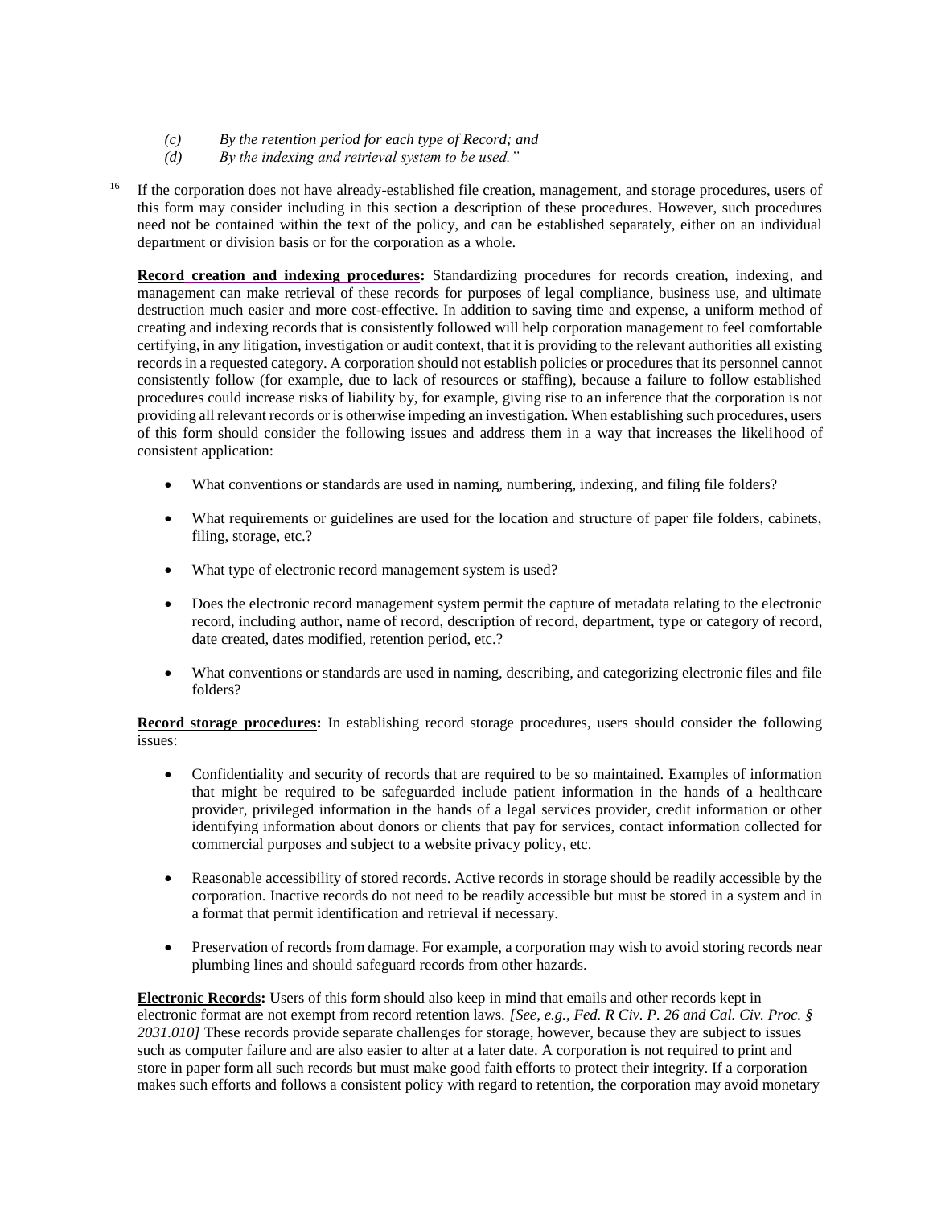*(c) By the retention period for each type of Record; and*

*(d) By the indexing and retrieval system to be used."*

[16] If the corporation does not have already-established file creation, management, and storage procedures, users of this form may consider including in this section a description of these procedures. However, such procedures need not be contained within the text of the policy, and can be established separately, either on an individual department or division basis or for the corporation as a whole.

**Record creation and indexing procedures:** Standardizing procedures for records creation, indexing, and management can make retrieval of these records for purposes of legal compliance, business use, and ultimate destruction much easier and more cost-effective. In addition to saving time and expense, a uniform method of creating and indexing records that is consistently followed will help corporation management to feel comfortable certifying, in any litigation, investigation or audit context, that it is providing to the relevant authorities all existing records in a requested category. A corporation should not establish policies or procedures that its personnel cannot consistently follow (for example, due to lack of resources or staffing), because a failure to follow established procedures could increase risks of liability by, for example, giving rise to an inference that the corporation is not providing all relevant records or is otherwise impeding an investigation. When establishing such procedures, users of this form should consider the following issues and address them in a way that increases the likelihood of consistent application:

- What conventions or standards are used in naming, numbering, indexing, and filing file folders?
- What requirements or guidelines are used for the location and structure of paper file folders, cabinets, filing, storage, etc.?
- What type of electronic record management system is used?
- Does the electronic record management system permit the capture of metadata relating to the electronic record, including author, name of record, description of record, department, type or category of record, date created, dates modified, retention period, etc.?
- What conventions or standards are used in naming, describing, and categorizing electronic files and file folders?

**Record storage procedures:** In establishing record storage procedures, users should consider the following issues:

- Confidentiality and security of records that are required to be so maintained. Examples of information that might be required to be safeguarded include patient information in the hands of a healthcare provider, privileged information in the hands of a legal services provider, credit information or other identifying information about donors or clients that pay for services, contact information collected for commercial purposes and subject to a website privacy policy, etc.
- Reasonable accessibility of stored records. Active records in storage should be readily accessible by the corporation. Inactive records do not need to be readily accessible but must be stored in a system and in a format that permit identification and retrieval if necessary.
- Preservation of records from damage. For example, a corporation may wish to avoid storing records near plumbing lines and should safeguard records from other hazards.

**Electronic Records:** Users of this form should also keep in mind that emails and other records kept in electronic format are not exempt from record retention laws. *[See, e.g., Fed. R Civ. P. 26 and Cal. Civ. Proc. § 2031.010]* These records provide separate challenges for storage, however, because they are subject to issues such as computer failure and are also easier to alter at a later date. A corporation is not required to print and store in paper form all such records but must make good faith efforts to protect their integrity. If a corporation makes such efforts and follows a consistent policy with regard to retention, the corporation may avoid monetary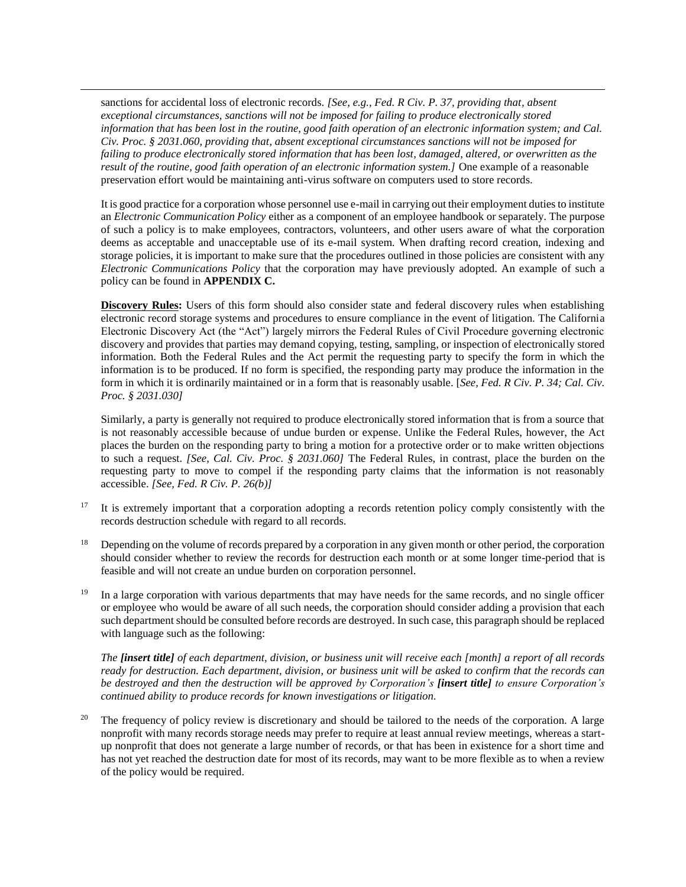sanctions for accidental loss of electronic records. *[See, e.g., Fed. R Civ. P. 37, providing that, absent exceptional circumstances, sanctions will not be imposed for failing to produce electronically stored information that has been lost in the routine, good faith operation of an electronic information system; and Cal. Civ. Proc. § 2031.060, providing that, absent exceptional circumstances sanctions will not be imposed for failing to produce electronically stored information that has been lost, damaged, altered, or overwritten as the result of the routine, good faith operation of an electronic information system.]* One example of a reasonable preservation effort would be maintaining anti-virus software on computers used to store records.

It is good practice for a corporation whose personnel use e-mail in carrying out their employment duties to institute an *Electronic Communication Policy* either as a component of an employee handbook or separately. The purpose of such a policy is to make employees, contractors, volunteers, and other users aware of what the corporation deems as acceptable and unacceptable use of its e-mail system. When drafting record creation, indexing and storage policies, it is important to make sure that the procedures outlined in those policies are consistent with any *Electronic Communications Policy* that the corporation may have previously adopted. An example of such a policy can be found in **APPENDIX C.**

**Discovery Rules:** Users of this form should also consider state and federal discovery rules when establishing electronic record storage systems and procedures to ensure compliance in the event of litigation. The California Electronic Discovery Act (the "Act") largely mirrors the Federal Rules of Civil Procedure governing electronic discovery and provides that parties may demand copying, testing, sampling, or inspection of electronically stored information. Both the Federal Rules and the Act permit the requesting party to specify the form in which the information is to be produced. If no form is specified, the responding party may produce the information in the form in which it is ordinarily maintained or in a form that is reasonably usable. [*See, Fed. R Civ. P. 34; Cal. Civ. Proc. § 2031.030]*

Similarly, a party is generally not required to produce electronically stored information that is from a source that is not reasonably accessible because of undue burden or expense. Unlike the Federal Rules, however, the Act places the burden on the responding party to bring a motion for a protective order or to make written objections to such a request. *[See, Cal. Civ. Proc. § 2031.060]* The Federal Rules, in contrast, place the burden on the requesting party to move to compel if the responding party claims that the information is not reasonably accessible. *[See, Fed. R Civ. P. 26(b)]*

[17] It is extremely important that a corporation adopting a records retention policy comply consistently with the records destruction schedule with regard to all records.

[18] Depending on the volume of records prepared by a corporation in any given month or other period, the corporation should consider whether to review the records for destruction each month or at some longer time-period that is feasible and will not create an undue burden on corporation personnel.

[19] In a large corporation with various departments that may have needs for the same records, and no single officer or employee who would be aware of all such needs, the corporation should consider adding a provision that each such department should be consulted before records are destroyed. In such case, this paragraph should be replaced with language such as the following:

*The **[insert title]** of each department, division, or business unit will receive each [month] a report of all records ready for destruction. Each department, division, or business unit will be asked to confirm that the records can be destroyed and then the destruction will be approved by Corporation's **[insert title]** to ensure Corporation's continued ability to produce records for known investigations or litigation.*

[20] The frequency of policy review is discretionary and should be tailored to the needs of the corporation. A large nonprofit with many records storage needs may prefer to require at least annual review meetings, whereas a start-up nonprofit that does not generate a large number of records, or that has been in existence for a short time and has not yet reached the destruction date for most of its records, may want to be more flexible as to when a review of the policy would be required.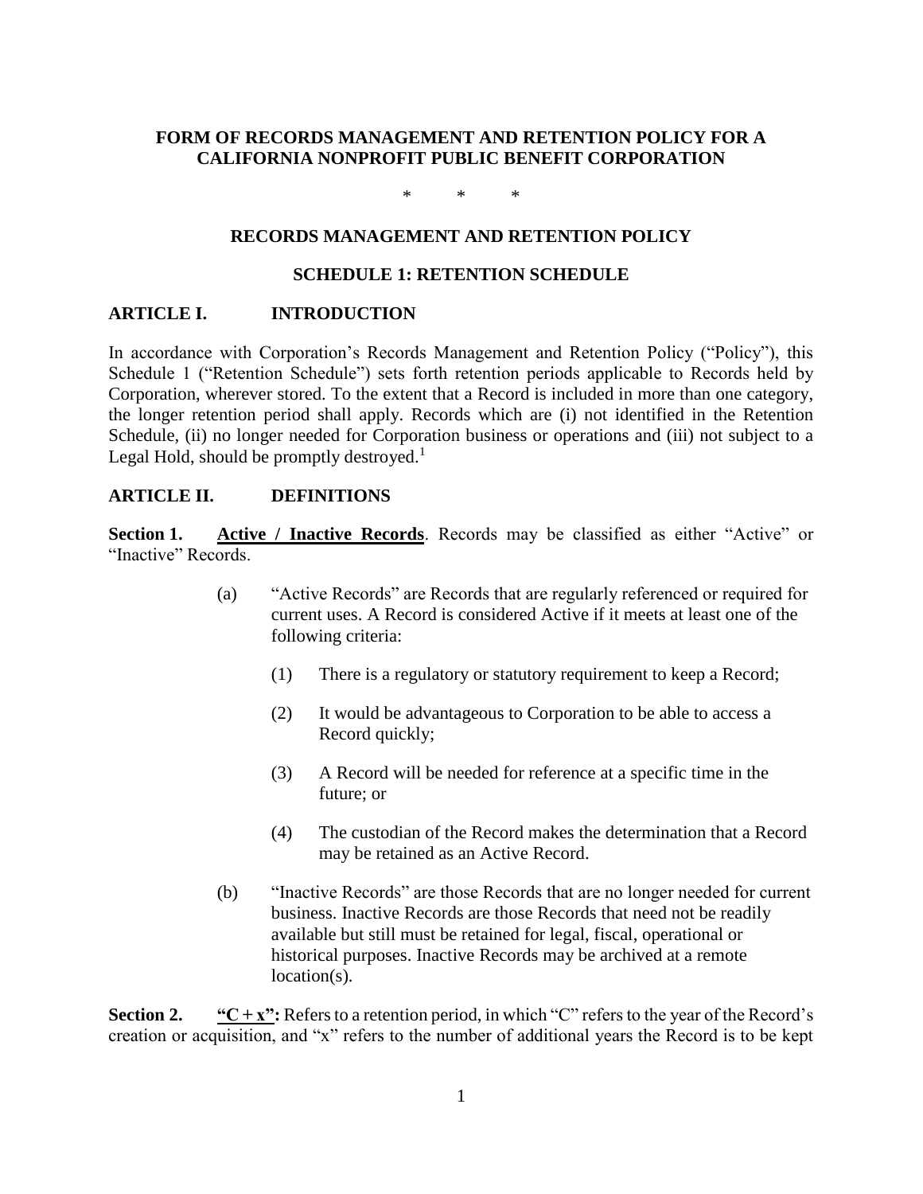**FORM OF RECORDS MANAGEMENT AND RETENTION POLICY FOR A CALIFORNIA NONPROFIT PUBLIC BENEFIT CORPORATION**

\*   \*   \*

**RECORDS MANAGEMENT AND RETENTION POLICY**

**SCHEDULE 1: RETENTION SCHEDULE**

## ARTICLE I. INTRODUCTION

In accordance with Corporation's Records Management and Retention Policy ("Policy"), this Schedule 1 ("Retention Schedule") sets forth retention periods applicable to Records held by Corporation, wherever stored. To the extent that a Record is included in more than one category, the longer retention period shall apply. Records which are (i) not identified in the Retention Schedule, (ii) no longer needed for Corporation business or operations and (iii) not subject to a Legal Hold, should be promptly destroyed.[1]

## ARTICLE II. DEFINITIONS

**Section 1. <u>Active / Inactive Records</u>**. Records may be classified as either "Active" or "Inactive" Records.

(a) "Active Records" are Records that are regularly referenced or required for current uses. A Record is considered Active if it meets at least one of the following criteria:

(1) There is a regulatory or statutory requirement to keep a Record;

(2) It would be advantageous to Corporation to be able to access a Record quickly;

(3) A Record will be needed for reference at a specific time in the future; or

(4) The custodian of the Record makes the determination that a Record may be retained as an Active Record.

(b) "Inactive Records" are those Records that are no longer needed for current business. Inactive Records are those Records that need not be readily available but still must be retained for legal, fiscal, operational or historical purposes. Inactive Records may be archived at a remote location(s).

**Section 2. <u>"C + x":</u>** Refers to a retention period, in which "C" refers to the year of the Record's creation or acquisition, and "x" refers to the number of additional years the Record is to be kept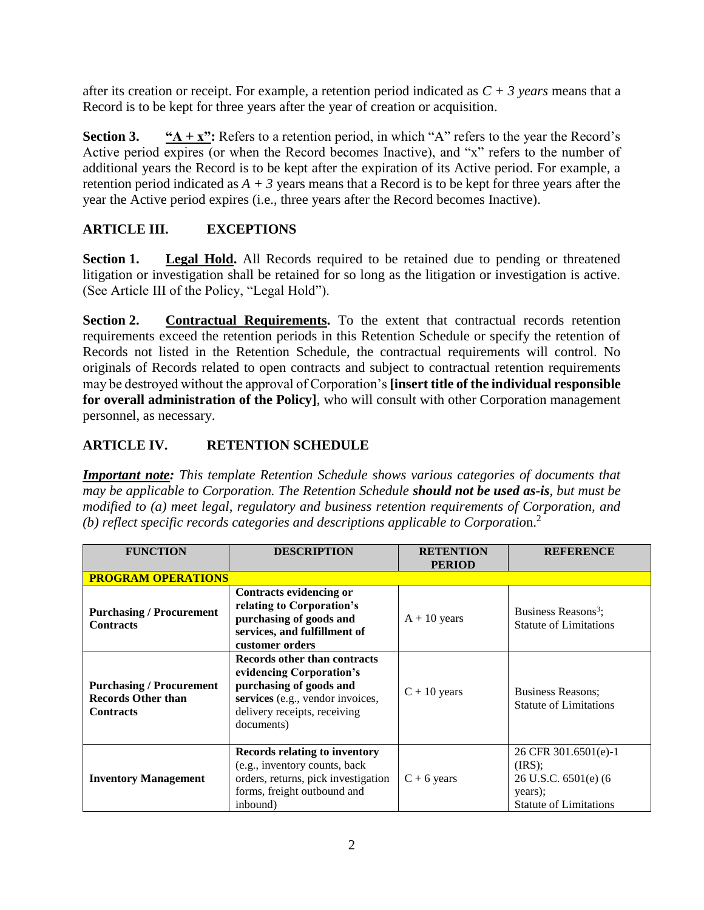after its creation or receipt. For example, a retention period indicated as *C + 3 years* means that a Record is to be kept for three years after the year of creation or acquisition.

**Section 3.** **"A + x":** Refers to a retention period, in which "A" refers to the year the Record's Active period expires (or when the Record becomes Inactive), and "x" refers to the number of additional years the Record is to be kept after the expiration of its Active period. For example, a retention period indicated as *A + 3* years means that a Record is to be kept for three years after the year the Active period expires (i.e., three years after the Record becomes Inactive).

## ARTICLE III. EXCEPTIONS

**Section 1.** **Legal Hold.** All Records required to be retained due to pending or threatened litigation or investigation shall be retained for so long as the litigation or investigation is active. (See Article III of the Policy, "Legal Hold").

**Section 2.** **Contractual Requirements.** To the extent that contractual records retention requirements exceed the retention periods in this Retention Schedule or specify the retention of Records not listed in the Retention Schedule, the contractual requirements will control. No originals of Records related to open contracts and subject to contractual retention requirements may be destroyed without the approval of Corporation's **[insert title of the individual responsible for overall administration of the Policy]**, who will consult with other Corporation management personnel, as necessary.

## ARTICLE IV. RETENTION SCHEDULE

***Important note:*** *This template Retention Schedule shows various categories of documents that may be applicable to Corporation. The Retention Schedule **should not be used as-is**, but must be modified to (a) meet legal, regulatory and business retention requirements of Corporation, and (b) reflect specific records categories and descriptions applicable to Corporation.*[2]

| FUNCTION | DESCRIPTION | RETENTION PERIOD | REFERENCE |
|---|---|---|---|
| **PROGRAM OPERATIONS** | | | |
| **Purchasing / Procurement Contracts** | **Contracts evidencing or relating to Corporation's purchasing of goods and services, and fulfillment of customer orders** | A + 10 years | Business Reasons[3]; Statute of Limitations |
| **Purchasing / Procurement Records Other than Contracts** | **Records other than contracts evidencing Corporation's purchasing of goods and services** (e.g., vendor invoices, delivery receipts, receiving documents) | C + 10 years | Business Reasons; Statute of Limitations |
| **Inventory Management** | **Records relating to inventory** (e.g., inventory counts, back orders, returns, pick investigation forms, freight outbound and inbound) | C + 6 years | 26 CFR 301.6501(e)-1 (IRS); 26 U.S.C. 6501(e) (6 years); Statute of Limitations |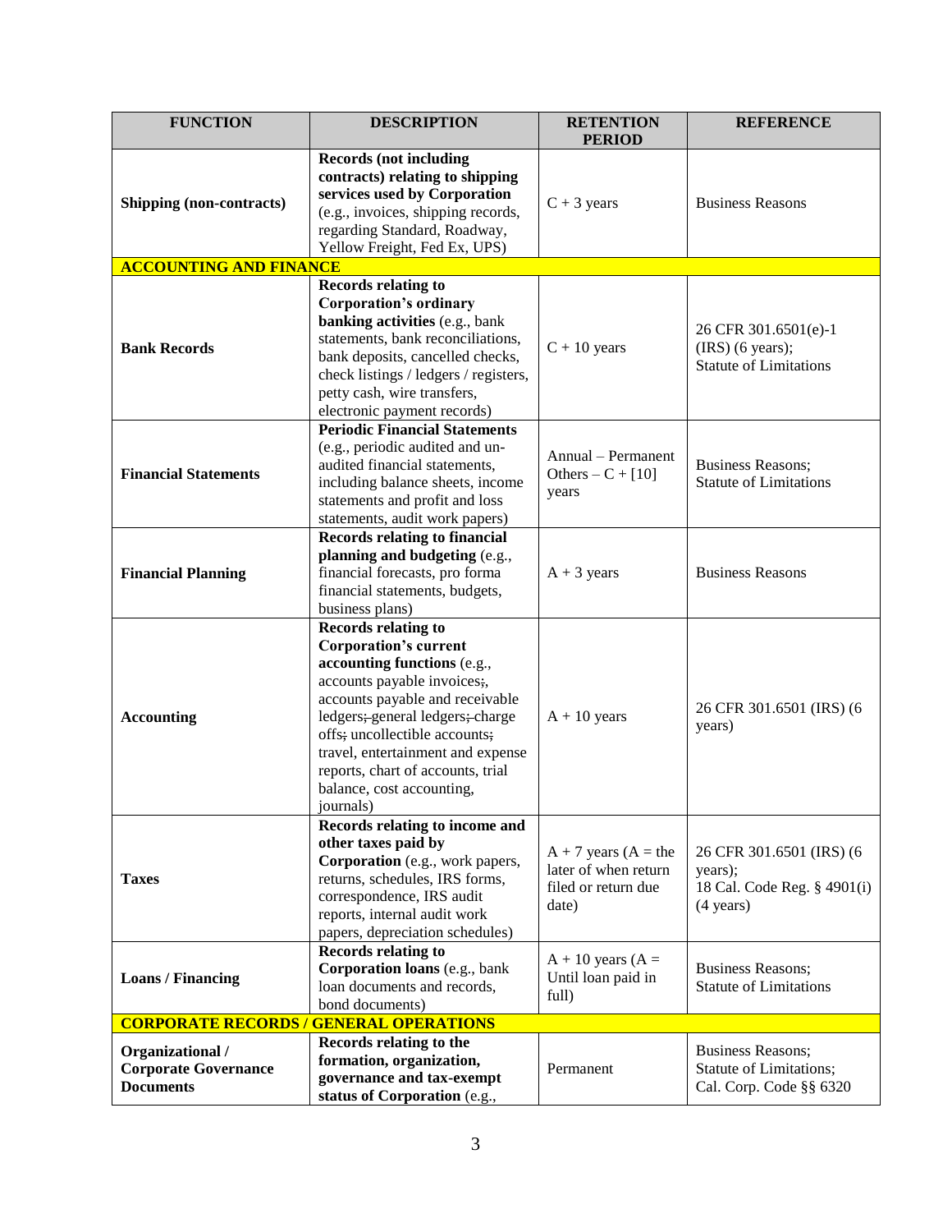| FUNCTION | DESCRIPTION | RETENTION PERIOD | REFERENCE |
|---|---|---|---|
| **Shipping (non-contracts)** | **Records (not including contracts) relating to shipping services used by Corporation** (e.g., invoices, shipping records, regarding Standard, Roadway, Yellow Freight, Fed Ex, UPS) | C + 3 years | Business Reasons |
| **ACCOUNTING AND FINANCE** | | | |
| **Bank Records** | **Records relating to Corporation's ordinary banking activities** (e.g., bank statements, bank reconciliations, bank deposits, cancelled checks, check listings / ledgers / registers, petty cash, wire transfers, electronic payment records) | C + 10 years | 26 CFR 301.6501(e)-1 (IRS) (6 years); Statute of Limitations |
| **Financial Statements** | **Periodic Financial Statements** (e.g., periodic audited and un-audited financial statements, including balance sheets, income statements and profit and loss statements, audit work papers) | Annual – Permanent Others – C + [10] years | Business Reasons; Statute of Limitations |
| **Financial Planning** | **Records relating to financial planning and budgeting** (e.g., financial forecasts, pro forma financial statements, budgets, business plans) | A + 3 years | Business Reasons |
| **Accounting** | **Records relating to Corporation's current accounting functions** (e.g., accounts payable invoices;, accounts payable and receivable ledgers; general ledgers; charge offs; uncollectible accounts; travel, entertainment and expense reports, chart of accounts, trial balance, cost accounting, journals) | A + 10 years | 26 CFR 301.6501 (IRS) (6 years) |
| **Taxes** | **Records relating to income and other taxes paid by Corporation** (e.g., work papers, returns, schedules, IRS forms, correspondence, IRS audit reports, internal audit work papers, depreciation schedules) | A + 7 years (A = the later of when return filed or return due date) | 26 CFR 301.6501 (IRS) (6 years); 18 Cal. Code Reg. § 4901(i) (4 years) |
| **Loans / Financing** | **Records relating to Corporation loans** (e.g., bank loan documents and records, bond documents) | A + 10 years (A = Until loan paid in full) | Business Reasons; Statute of Limitations |
| **CORPORATE RECORDS / GENERAL OPERATIONS** | | | |
| **Organizational / Corporate Governance Documents** | **Records relating to the formation, organization, governance and tax-exempt status of Corporation** (e.g., | Permanent | Business Reasons; Statute of Limitations; Cal. Corp. Code §§ 6320 |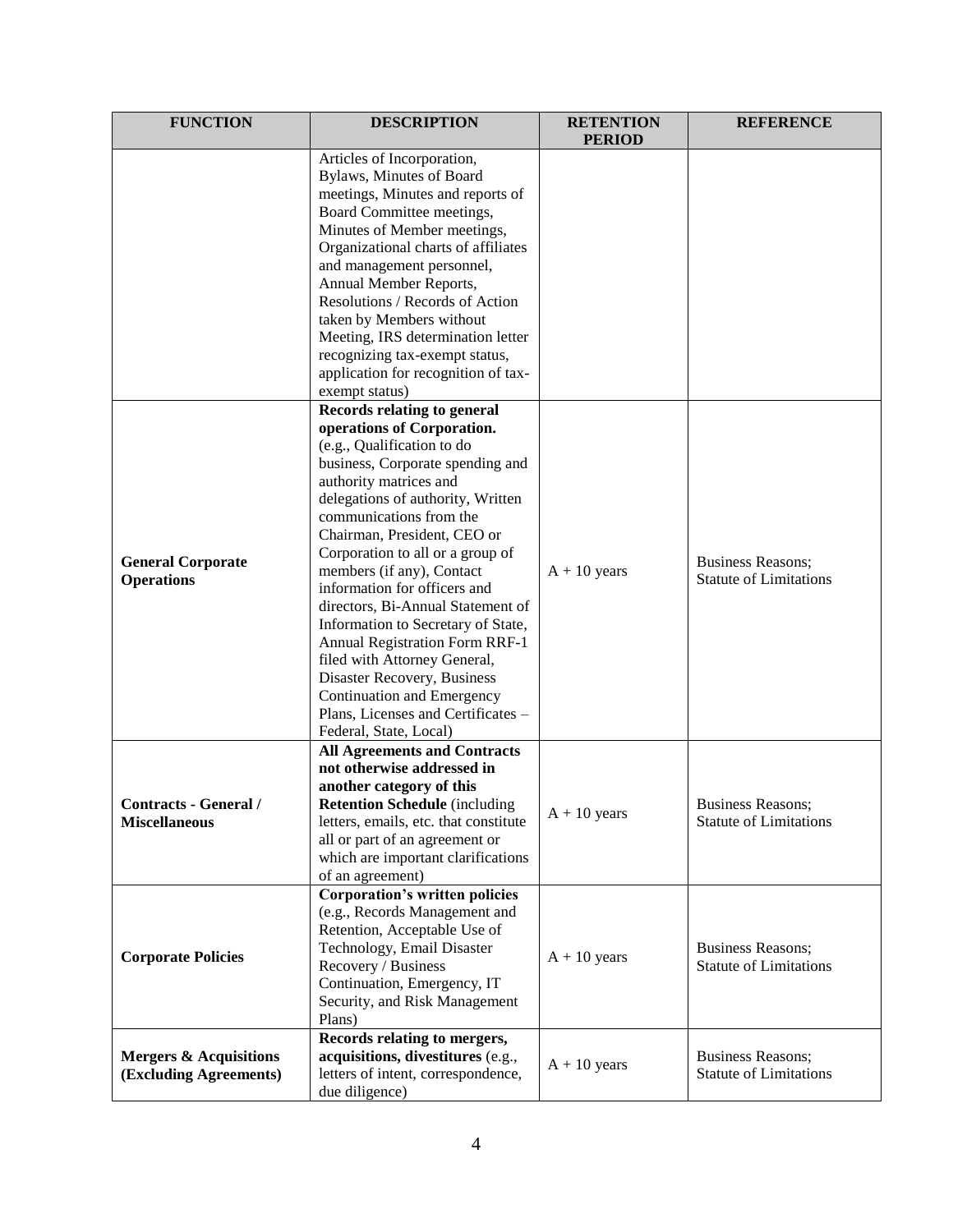| FUNCTION | DESCRIPTION | RETENTION PERIOD | REFERENCE |
|---|---|---|---|
| | Articles of Incorporation, Bylaws, Minutes of Board meetings, Minutes and reports of Board Committee meetings, Minutes of Member meetings, Organizational charts of affiliates and management personnel, Annual Member Reports, Resolutions / Records of Action taken by Members without Meeting, IRS determination letter recognizing tax-exempt status, application for recognition of tax-exempt status) | | |
| **General Corporate Operations** | **Records relating to general operations of Corporation.** (e.g., Qualification to do business, Corporate spending and authority matrices and delegations of authority, Written communications from the Chairman, President, CEO or Corporation to all or a group of members (if any), Contact information for officers and directors, Bi-Annual Statement of Information to Secretary of State, Annual Registration Form RRF-1 filed with Attorney General, Disaster Recovery, Business Continuation and Emergency Plans, Licenses and Certificates – Federal, State, Local) | A + 10 years | Business Reasons; Statute of Limitations |
| **Contracts - General / Miscellaneous** | **All Agreements and Contracts not otherwise addressed in another category of this Retention Schedule** (including letters, emails, etc. that constitute all or part of an agreement or which are important clarifications of an agreement) | A + 10 years | Business Reasons; Statute of Limitations |
| **Corporate Policies** | **Corporation's written policies** (e.g., Records Management and Retention, Acceptable Use of Technology, Email Disaster Recovery / Business Continuation, Emergency, IT Security, and Risk Management Plans) | A + 10 years | Business Reasons; Statute of Limitations |
| **Mergers & Acquisitions (Excluding Agreements)** | **Records relating to mergers, acquisitions, divestitures** (e.g., letters of intent, correspondence, due diligence) | A + 10 years | Business Reasons; Statute of Limitations |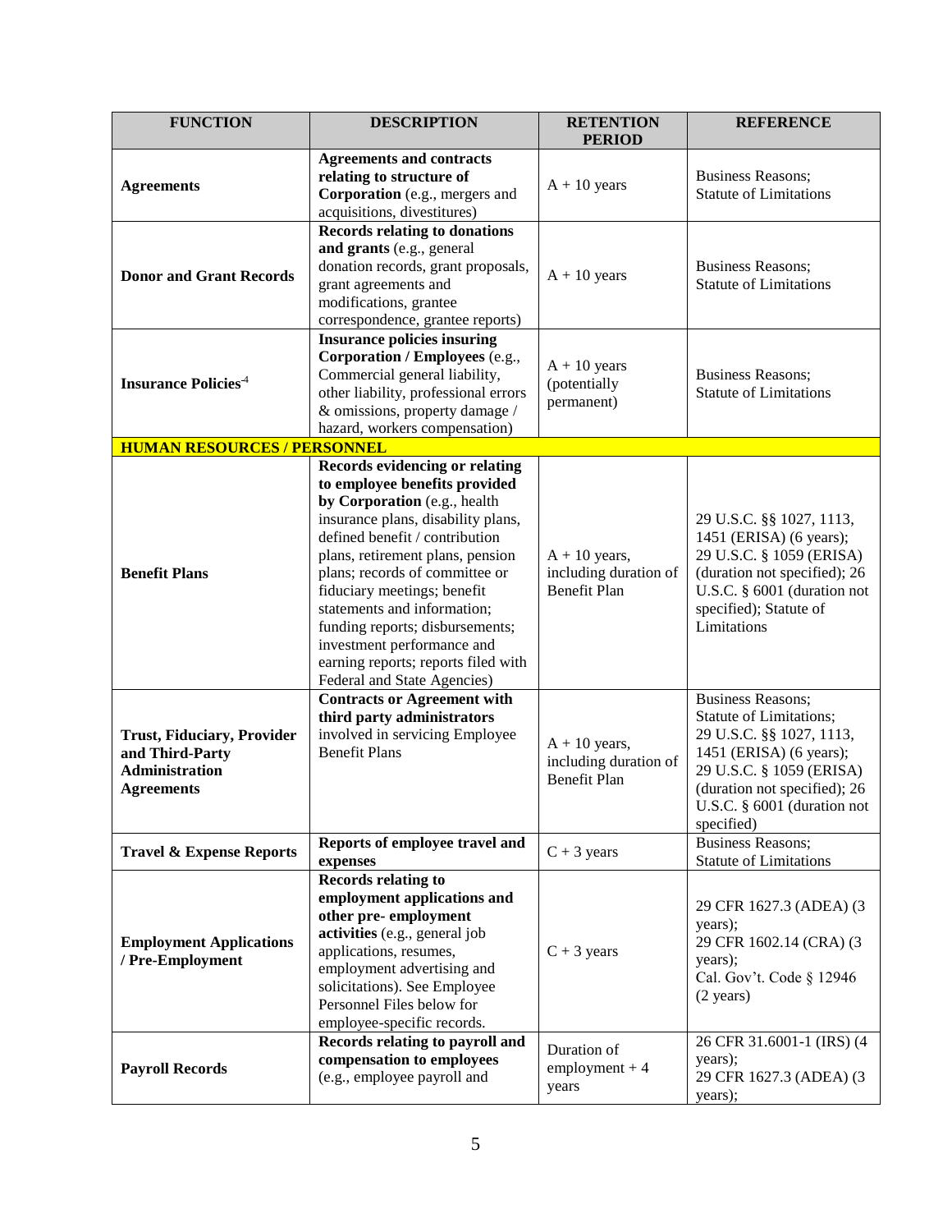| FUNCTION | DESCRIPTION | RETENTION PERIOD | REFERENCE |
|---|---|---|---|
| **Agreements** | **Agreements and contracts relating to structure of Corporation** (e.g., mergers and acquisitions, divestitures) | A + 10 years | Business Reasons; Statute of Limitations |
| **Donor and Grant Records** | **Records relating to donations and grants** (e.g., general donation records, grant proposals, grant agreements and modifications, grantee correspondence, grantee reports) | A + 10 years | Business Reasons; Statute of Limitations |
| **Insurance Policies**[4] | **Insurance policies insuring Corporation / Employees** (e.g., Commercial general liability, other liability, professional errors & omissions, property damage / hazard, workers compensation) | A + 10 years (potentially permanent) | Business Reasons; Statute of Limitations |
| **HUMAN RESOURCES / PERSONNEL** | | | |
| **Benefit Plans** | **Records evidencing or relating to employee benefits provided by Corporation** (e.g., health insurance plans, disability plans, defined benefit / contribution plans, retirement plans, pension plans; records of committee or fiduciary meetings; benefit statements and information; funding reports; disbursements; investment performance and earning reports; reports filed with Federal and State Agencies) | A + 10 years, including duration of Benefit Plan | 29 U.S.C. §§ 1027, 1113, 1451 (ERISA) (6 years); 29 U.S.C. § 1059 (ERISA) (duration not specified); 26 U.S.C. § 6001 (duration not specified); Statute of Limitations |
| **Trust, Fiduciary, Provider and Third-Party Administration Agreements** | **Contracts or Agreement with third party administrators** involved in servicing Employee Benefit Plans | A + 10 years, including duration of Benefit Plan | Business Reasons; Statute of Limitations; 29 U.S.C. §§ 1027, 1113, 1451 (ERISA) (6 years); 29 U.S.C. § 1059 (ERISA) (duration not specified); 26 U.S.C. § 6001 (duration not specified) |
| **Travel & Expense Reports** | **Reports of employee travel and expenses** | C + 3 years | Business Reasons; Statute of Limitations |
| **Employment Applications / Pre-Employment** | **Records relating to employment applications and other pre- employment activities** (e.g., general job applications, resumes, employment advertising and solicitations). See Employee Personnel Files below for employee-specific records. | C + 3 years | 29 CFR 1627.3 (ADEA) (3 years); 29 CFR 1602.14 (CRA) (3 years); Cal. Gov't. Code § 12946 (2 years) |
| **Payroll Records** | **Records relating to payroll and compensation to employees** (e.g., employee payroll and | Duration of employment + 4 years | 26 CFR 31.6001-1 (IRS) (4 years); 29 CFR 1627.3 (ADEA) (3 years); |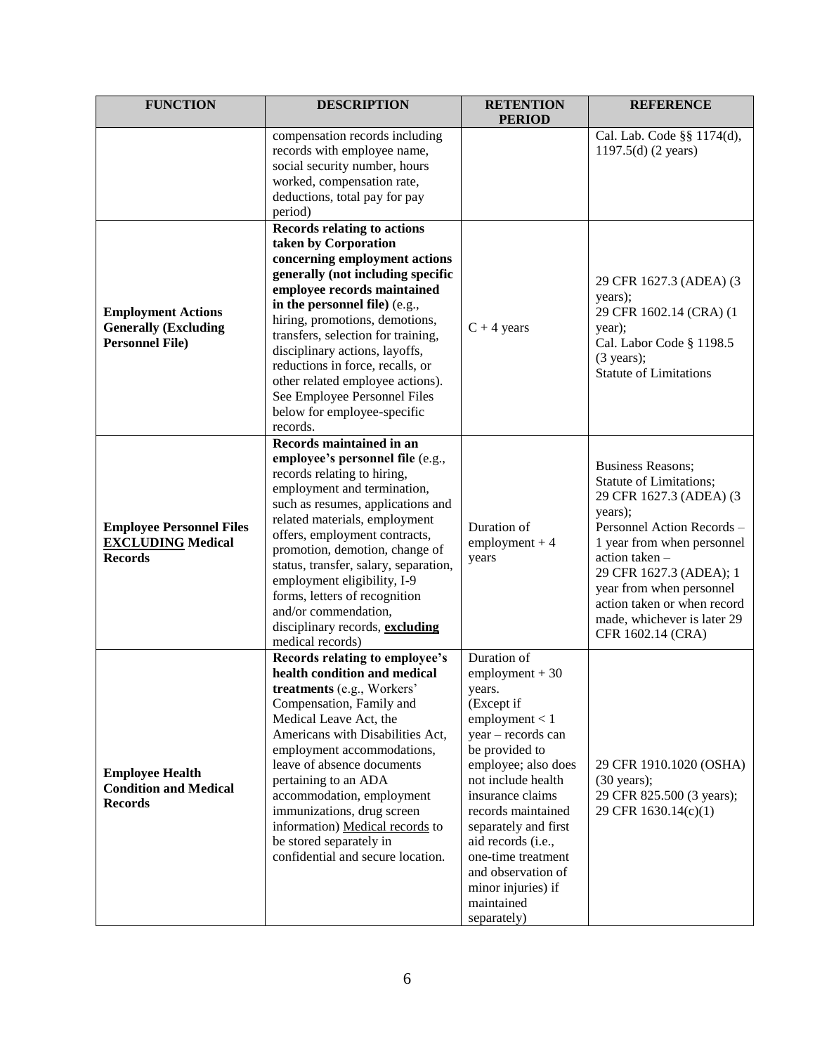| FUNCTION | DESCRIPTION | RETENTION PERIOD | REFERENCE |
|---|---|---|---|
| | compensation records including records with employee name, social security number, hours worked, compensation rate, deductions, total pay for pay period) | | Cal. Lab. Code §§ 1174(d), 1197.5(d) (2 years) |
| **Employment Actions Generally (Excluding Personnel File)** | **Records relating to actions taken by Corporation concerning employment actions generally (not including specific employee records maintained in the personnel file)** (e.g., hiring, promotions, demotions, transfers, selection for training, disciplinary actions, layoffs, reductions in force, recalls, or other related employee actions). See Employee Personnel Files below for employee-specific records. | C + 4 years | 29 CFR 1627.3 (ADEA) (3 years); 29 CFR 1602.14 (CRA) (1 year); Cal. Labor Code § 1198.5 (3 years); Statute of Limitations |
| **Employee Personnel Files <u>EXCLUDING</u> Medical Records** | **Records maintained in an employee's personnel file** (e.g., records relating to hiring, employment and termination, such as resumes, applications and related materials, employment offers, employment contracts, promotion, demotion, change of status, transfer, salary, separation, employment eligibility, I-9 forms, letters of recognition and/or commendation, disciplinary records, <u>**excluding**</u> medical records) | Duration of employment + 4 years | Business Reasons; Statute of Limitations; 29 CFR 1627.3 (ADEA) (3 years); Personnel Action Records – 1 year from when personnel action taken – 29 CFR 1627.3 (ADEA); 1 year from when personnel action taken or when record made, whichever is later 29 CFR 1602.14 (CRA) |
| **Employee Health Condition and Medical Records** | **Records relating to employee's health condition and medical treatments** (e.g., Workers' Compensation, Family and Medical Leave Act, the Americans with Disabilities Act, employment accommodations, leave of absence documents pertaining to an ADA accommodation, employment immunizations, drug screen information) <u>Medical records</u> to be stored separately in confidential and secure location. | Duration of employment + 30 years. (Except if employment < 1 year – records can be provided to employee; also does not include health insurance claims records maintained separately and first aid records (i.e., one-time treatment and observation of minor injuries) if maintained separately) | 29 CFR 1910.1020 (OSHA) (30 years); 29 CFR 825.500 (3 years); 29 CFR 1630.14(c)(1) |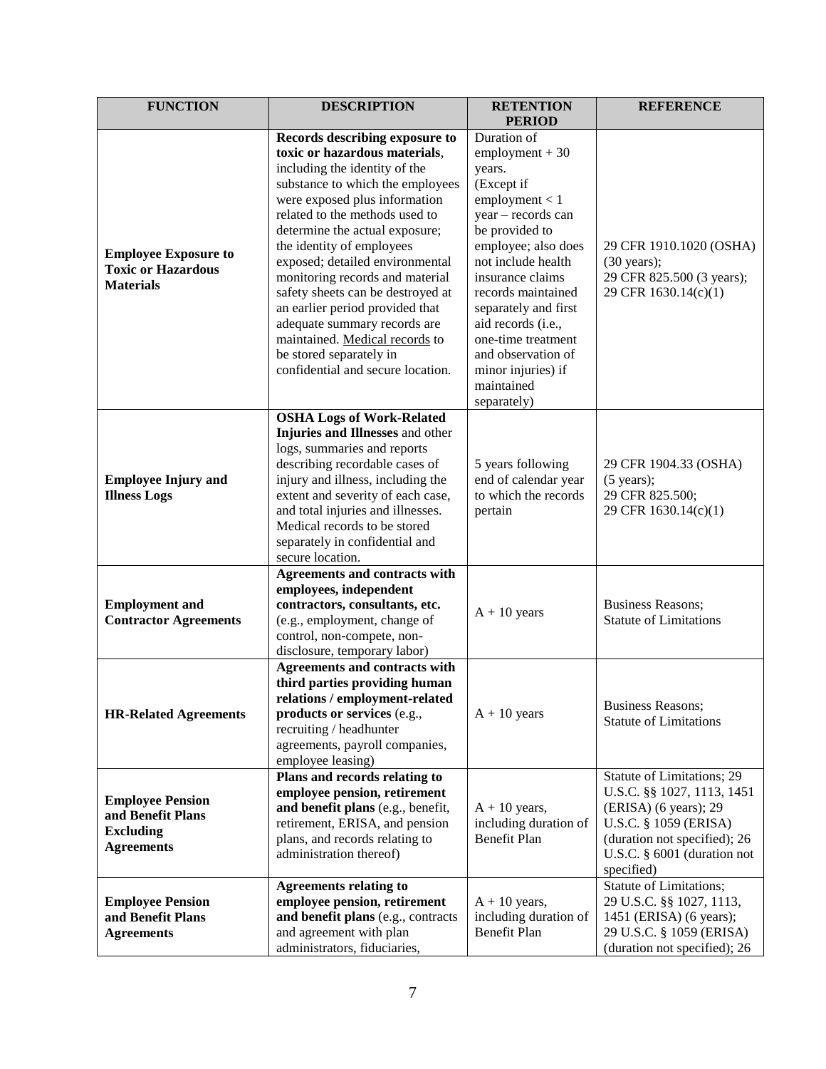| FUNCTION | DESCRIPTION | RETENTION PERIOD | REFERENCE |
| --- | --- | --- | --- |
| **Employee Exposure to Toxic or Hazardous Materials** | **Records describing exposure to toxic or hazardous materials**, including the identity of the substance to which the employees were exposed plus information related to the methods used to determine the actual exposure; the identity of employees exposed; detailed environmental monitoring records and material safety sheets can be destroyed at an earlier period provided that adequate summary records are maintained. Medical records to be stored separately in confidential and secure location. | Duration of employment + 30 years. (Except if employment < 1 year – records can be provided to employee; also does not include health insurance claims records maintained separately and first aid records (i.e., one-time treatment and observation of minor injuries) if maintained separately) | 29 CFR 1910.1020 (OSHA) (30 years); 29 CFR 825.500 (3 years); 29 CFR 1630.14(c)(1) |
| **Employee Injury and Illness Logs** | **OSHA Logs of Work-Related Injuries and Illnesses** and other logs, summaries and reports describing recordable cases of injury and illness, including the extent and severity of each case, and total injuries and illnesses. Medical records to be stored separately in confidential and secure location. | 5 years following end of calendar year to which the records pertain | 29 CFR 1904.33 (OSHA) (5 years); 29 CFR 825.500; 29 CFR 1630.14(c)(1) |
| **Employment and Contractor Agreements** | **Agreements and contracts with employees, independent contractors, consultants, etc.** (e.g., employment, change of control, non-compete, non-disclosure, temporary labor) | A + 10 years | Business Reasons; Statute of Limitations |
| **HR-Related Agreements** | **Agreements and contracts with third parties providing human relations / employment-related products or services** (e.g., recruiting / headhunter agreements, payroll companies, employee leasing) | A + 10 years | Business Reasons; Statute of Limitations |
| **Employee Pension and Benefit Plans Excluding Agreements** | **Plans and records relating to employee pension, retirement and benefit plans** (e.g., benefit, retirement, ERISA, and pension plans, and records relating to administration thereof) | A + 10 years, including duration of Benefit Plan | Statute of Limitations; 29 U.S.C. §§ 1027, 1113, 1451 (ERISA) (6 years); 29 U.S.C. § 1059 (ERISA) (duration not specified); 26 U.S.C. § 6001 (duration not specified) |
| **Employee Pension and Benefit Plans Agreements** | **Agreements relating to employee pension, retirement and benefit plans** (e.g., contracts and agreement with plan administrators, fiduciaries, | A + 10 years, including duration of Benefit Plan | Statute of Limitations; 29 U.S.C. §§ 1027, 1113, 1451 (ERISA) (6 years); 29 U.S.C. § 1059 (ERISA) (duration not specified); 26 |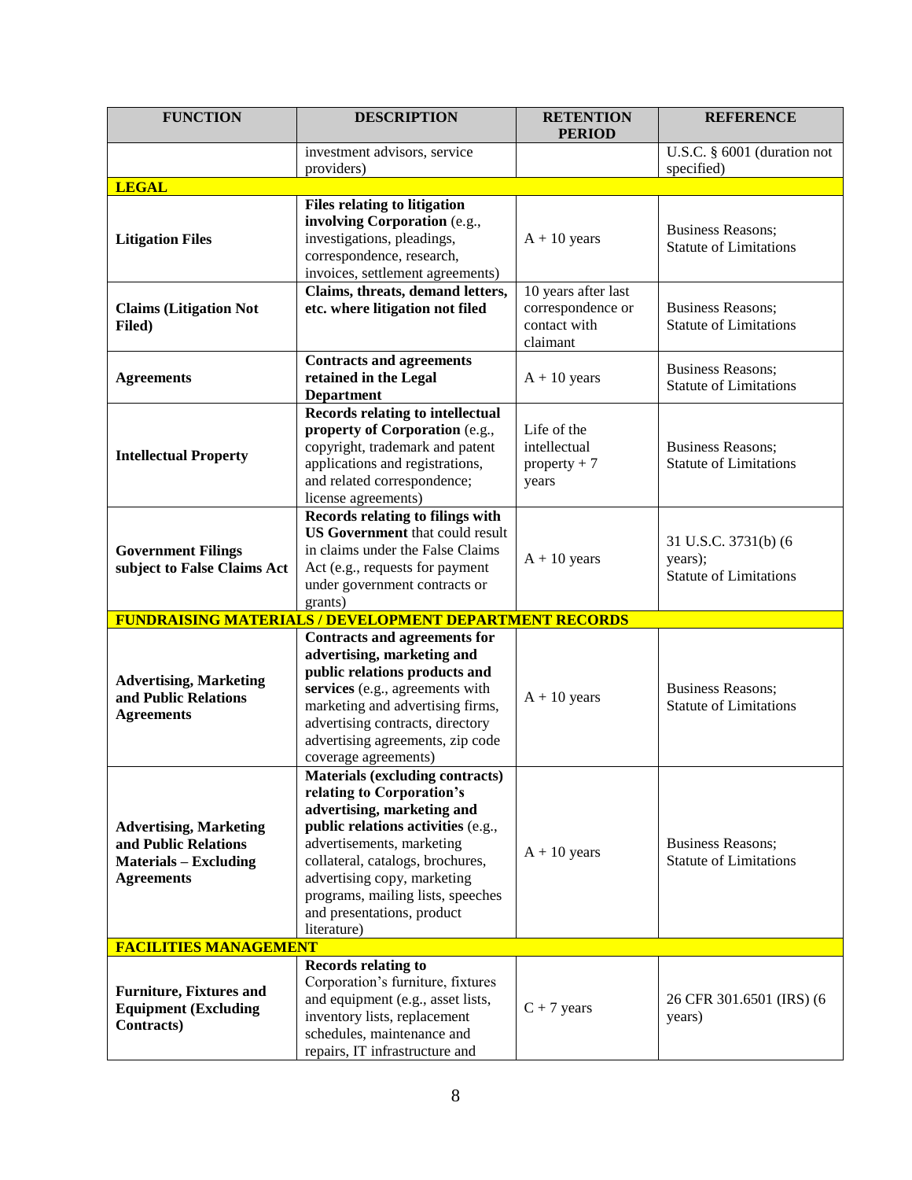| FUNCTION | DESCRIPTION | RETENTION PERIOD | REFERENCE |
|---|---|---|---|
| | investment advisors, service providers) | | U.S.C. § 6001 (duration not specified) |
| **LEGAL** | | | |
| **Litigation Files** | **Files relating to litigation involving Corporation** (e.g., investigations, pleadings, correspondence, research, invoices, settlement agreements) | A + 10 years | Business Reasons; Statute of Limitations |
| **Claims (Litigation Not Filed)** | **Claims, threats, demand letters, etc. where litigation not filed** | 10 years after last correspondence or contact with claimant | Business Reasons; Statute of Limitations |
| **Agreements** | **Contracts and agreements retained in the Legal Department** | A + 10 years | Business Reasons; Statute of Limitations |
| **Intellectual Property** | **Records relating to intellectual property of Corporation** (e.g., copyright, trademark and patent applications and registrations, and related correspondence; license agreements) | Life of the intellectual property + 7 years | Business Reasons; Statute of Limitations |
| **Government Filings subject to False Claims Act** | **Records relating to filings with US Government** that could result in claims under the False Claims Act (e.g., requests for payment under government contracts or grants) | A + 10 years | 31 U.S.C. 3731(b) (6 years); Statute of Limitations |
| **FUNDRAISING MATERIALS / DEVELOPMENT DEPARTMENT RECORDS** | | | |
| **Advertising, Marketing and Public Relations Agreements** | **Contracts and agreements for advertising, marketing and public relations products and services** (e.g., agreements with marketing and advertising firms, advertising contracts, directory advertising agreements, zip code coverage agreements) | A + 10 years | Business Reasons; Statute of Limitations |
| **Advertising, Marketing and Public Relations Materials – Excluding Agreements** | **Materials (excluding contracts) relating to Corporation's advertising, marketing and public relations activities** (e.g., advertisements, marketing collateral, catalogs, brochures, advertising copy, marketing programs, mailing lists, speeches and presentations, product literature) | A + 10 years | Business Reasons; Statute of Limitations |
| **FACILITIES MANAGEMENT** | | | |
| **Furniture, Fixtures and Equipment (Excluding Contracts)** | **Records relating to** Corporation's furniture, fixtures and equipment (e.g., asset lists, inventory lists, replacement schedules, maintenance and repairs, IT infrastructure and | C + 7 years | 26 CFR 301.6501 (IRS) (6 years) |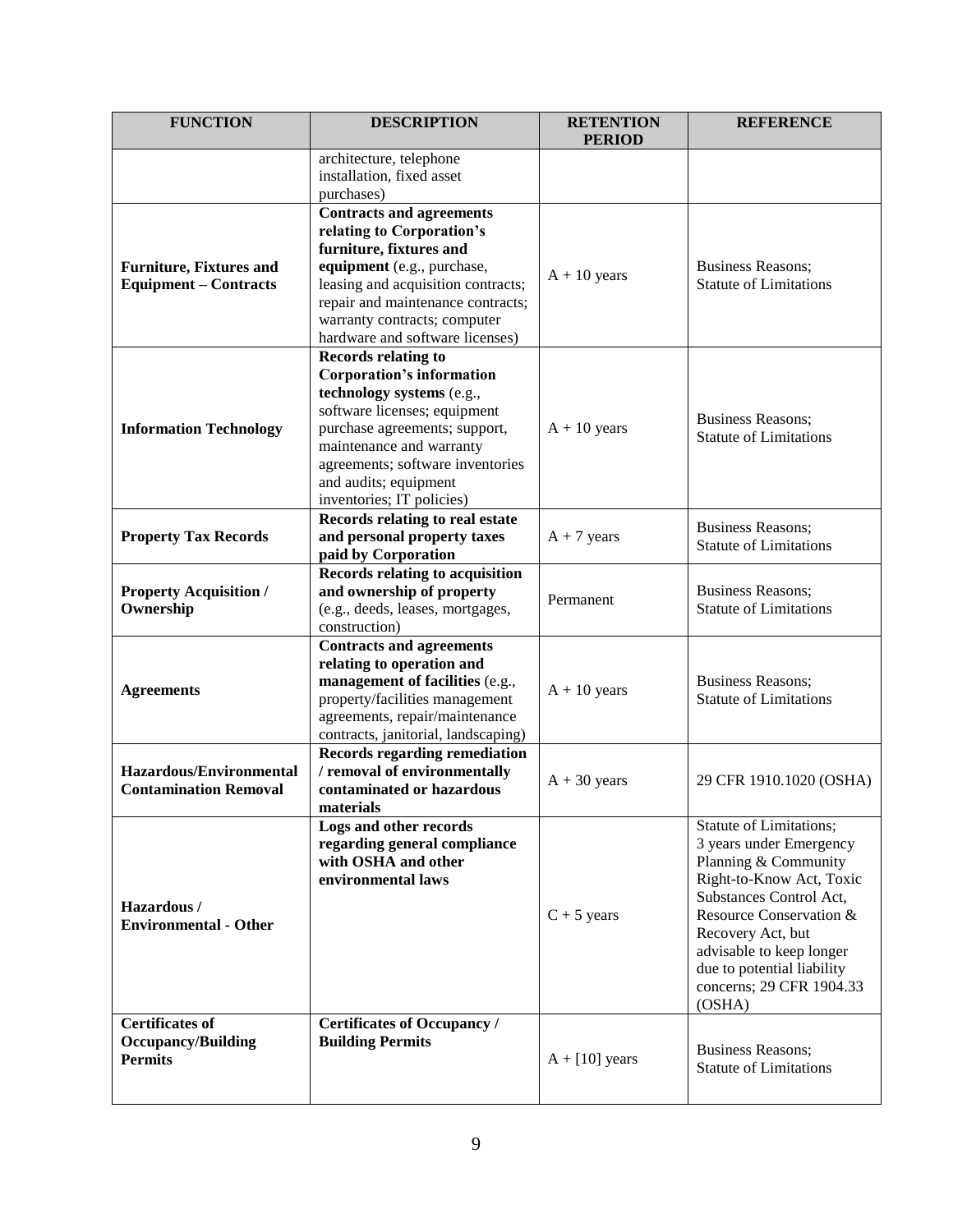| FUNCTION | DESCRIPTION | RETENTION PERIOD | REFERENCE |
|---|---|---|---|
| | architecture, telephone installation, fixed asset purchases) | | |
| **Furniture, Fixtures and Equipment – Contracts** | **Contracts and agreements relating to Corporation's furniture, fixtures and equipment** (e.g., purchase, leasing and acquisition contracts; repair and maintenance contracts; warranty contracts; computer hardware and software licenses) | A + 10 years | Business Reasons; Statute of Limitations |
| **Information Technology** | **Records relating to Corporation's information technology systems** (e.g., software licenses; equipment purchase agreements; support, maintenance and warranty agreements; software inventories and audits; equipment inventories; IT policies) | A + 10 years | Business Reasons; Statute of Limitations |
| **Property Tax Records** | **Records relating to real estate and personal property taxes paid by Corporation** | A + 7 years | Business Reasons; Statute of Limitations |
| **Property Acquisition / Ownership** | **Records relating to acquisition and ownership of property** (e.g., deeds, leases, mortgages, construction) | Permanent | Business Reasons; Statute of Limitations |
| **Agreements** | **Contracts and agreements relating to operation and management of facilities** (e.g., property/facilities management agreements, repair/maintenance contracts, janitorial, landscaping) | A + 10 years | Business Reasons; Statute of Limitations |
| **Hazardous/Environmental Contamination Removal** | **Records regarding remediation / removal of environmentally contaminated or hazardous materials** | A + 30 years | 29 CFR 1910.1020 (OSHA) |
| **Hazardous / Environmental - Other** | **Logs and other records regarding general compliance with OSHA and other environmental laws** | C + 5 years | Statute of Limitations; 3 years under Emergency Planning & Community Right-to-Know Act, Toxic Substances Control Act, Resource Conservation & Recovery Act, but advisable to keep longer due to potential liability concerns; 29 CFR 1904.33 (OSHA) |
| **Certificates of Occupancy/Building Permits** | **Certificates of Occupancy / Building Permits** | A + [10] years | Business Reasons; Statute of Limitations |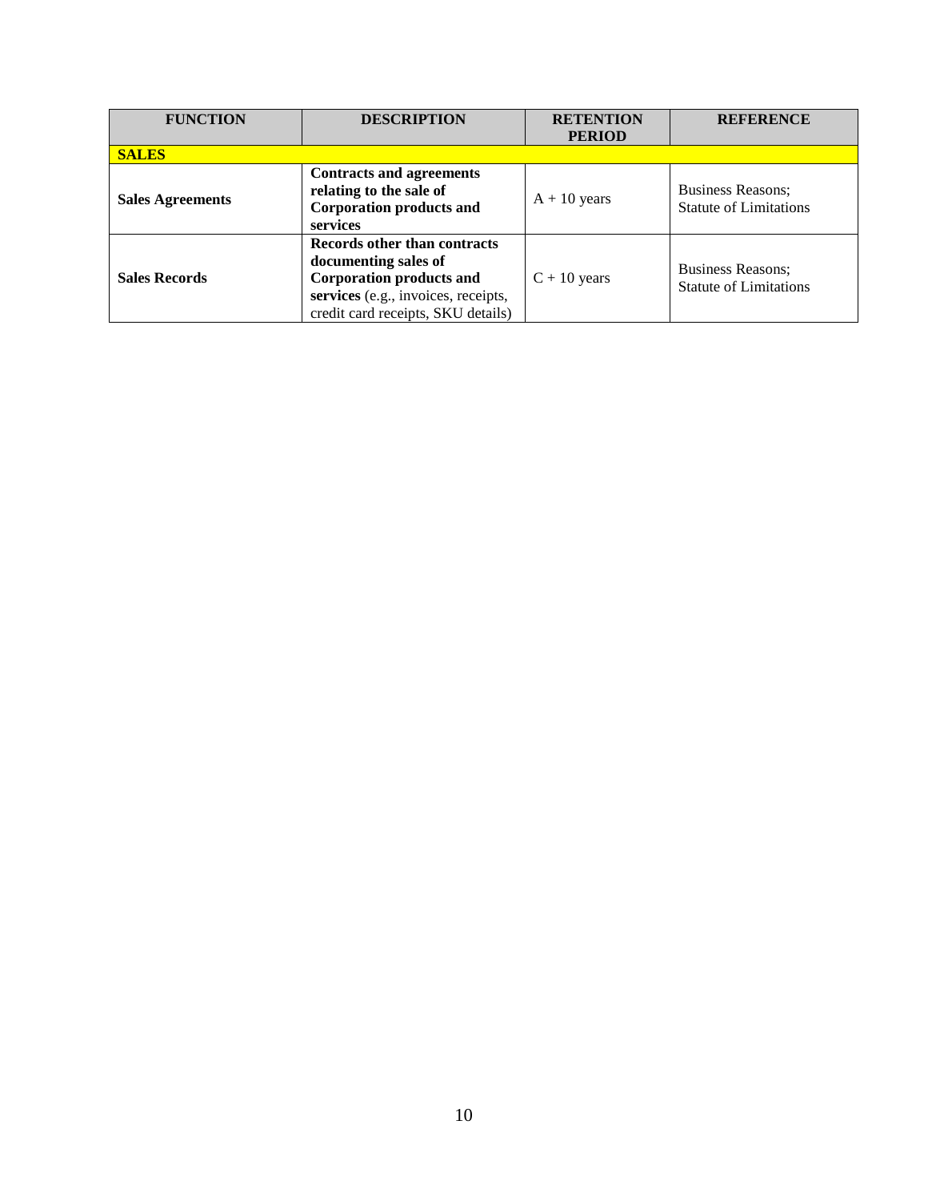| FUNCTION | DESCRIPTION | RETENTION PERIOD | REFERENCE |
| --- | --- | --- | --- |
| **SALES** | | | |
| **Sales Agreements** | **Contracts and agreements relating to the sale of Corporation products and services** | A + 10 years | Business Reasons; Statute of Limitations |
| **Sales Records** | **Records other than contracts documenting sales of Corporation products and services** (e.g., invoices, receipts, credit card receipts, SKU details) | C + 10 years | Business Reasons; Statute of Limitations |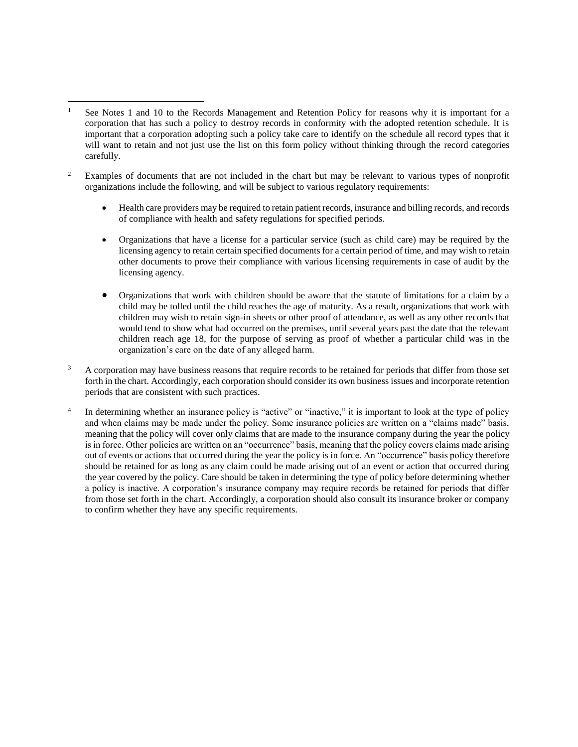[1] See Notes 1 and 10 to the Records Management and Retention Policy for reasons why it is important for a corporation that has such a policy to destroy records in conformity with the adopted retention schedule. It is important that a corporation adopting such a policy take care to identify on the schedule all record types that it will want to retain and not just use the list on this form policy without thinking through the record categories carefully.

[2] Examples of documents that are not included in the chart but may be relevant to various types of nonprofit organizations include the following, and will be subject to various regulatory requirements:

- Health care providers may be required to retain patient records, insurance and billing records, and records of compliance with health and safety regulations for specified periods.

- Organizations that have a license for a particular service (such as child care) may be required by the licensing agency to retain certain specified documents for a certain period of time, and may wish to retain other documents to prove their compliance with various licensing requirements in case of audit by the licensing agency.

- Organizations that work with children should be aware that the statute of limitations for a claim by a child may be tolled until the child reaches the age of maturity. As a result, organizations that work with children may wish to retain sign-in sheets or other proof of attendance, as well as any other records that would tend to show what had occurred on the premises, until several years past the date that the relevant children reach age 18, for the purpose of serving as proof of whether a particular child was in the organization's care on the date of any alleged harm.

[3] A corporation may have business reasons that require records to be retained for periods that differ from those set forth in the chart. Accordingly, each corporation should consider its own business issues and incorporate retention periods that are consistent with such practices.

[4] In determining whether an insurance policy is "active" or "inactive," it is important to look at the type of policy and when claims may be made under the policy. Some insurance policies are written on a "claims made" basis, meaning that the policy will cover only claims that are made to the insurance company during the year the policy is in force. Other policies are written on an "occurrence" basis, meaning that the policy covers claims made arising out of events or actions that occurred during the year the policy is in force. An "occurrence" basis policy therefore should be retained for as long as any claim could be made arising out of an event or action that occurred during the year covered by the policy. Care should be taken in determining the type of policy before determining whether a policy is inactive. A corporation's insurance company may require records be retained for periods that differ from those set forth in the chart. Accordingly, a corporation should also consult its insurance broker or company to confirm whether they have any specific requirements.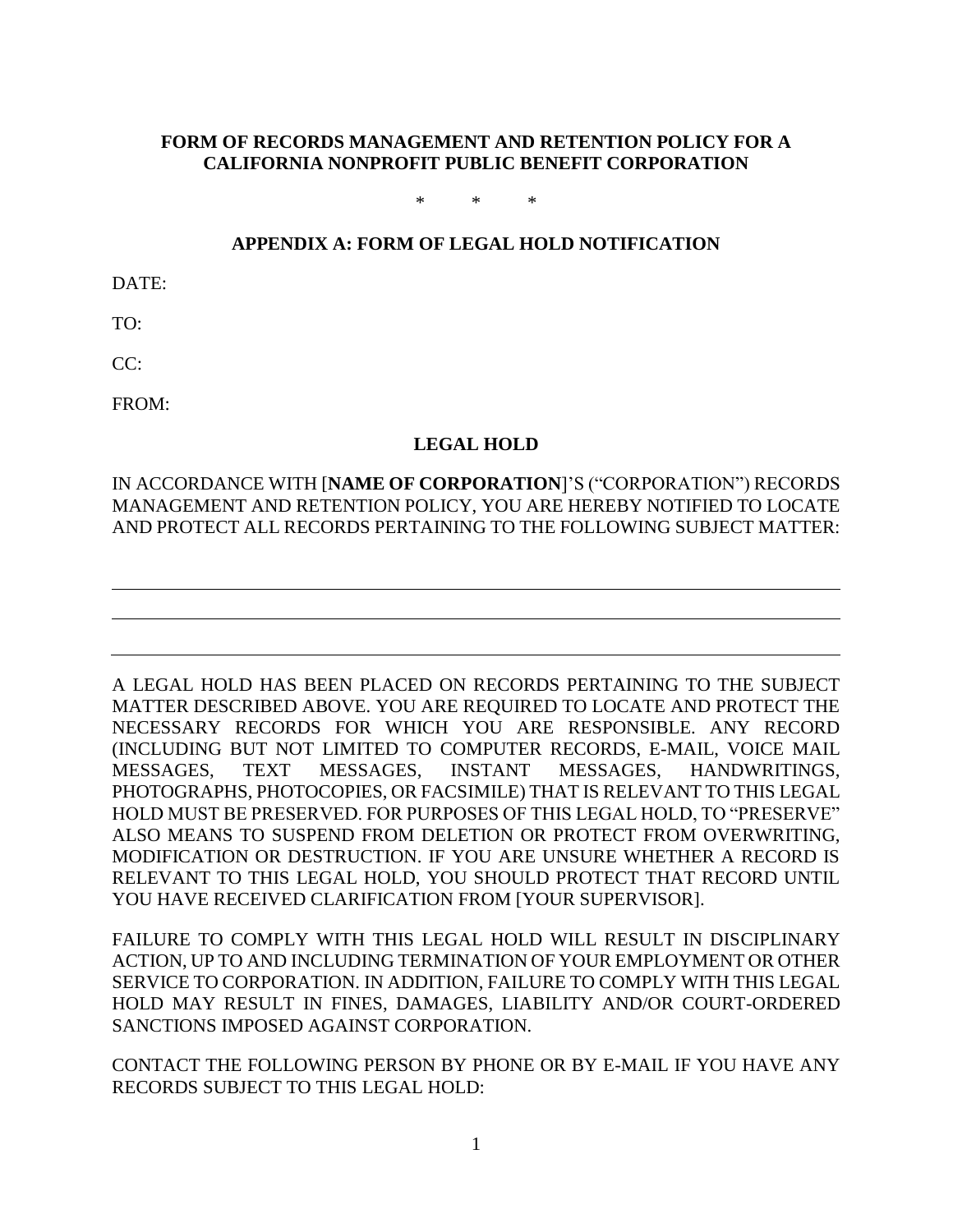**FORM OF RECORDS MANAGEMENT AND RETENTION POLICY FOR A CALIFORNIA NONPROFIT PUBLIC BENEFIT CORPORATION**

\*     \*     \*

## APPENDIX A: FORM OF LEGAL HOLD NOTIFICATION

DATE:

TO:

CC:

FROM:

### LEGAL HOLD

IN ACCORDANCE WITH [**NAME OF CORPORATION**]'S ("CORPORATION") RECORDS MANAGEMENT AND RETENTION POLICY, YOU ARE HEREBY NOTIFIED TO LOCATE AND PROTECT ALL RECORDS PERTAINING TO THE FOLLOWING SUBJECT MATTER:

\_\_\_\_\_\_\_\_\_\_\_\_\_\_\_\_\_\_\_\_\_\_\_\_\_\_\_\_\_\_\_\_\_\_\_\_\_\_\_\_\_\_\_\_\_\_\_\_\_\_\_\_\_\_\_\_\_\_\_\_\_\_\_\_\_\_\_\_\_\_\_\_

\_\_\_\_\_\_\_\_\_\_\_\_\_\_\_\_\_\_\_\_\_\_\_\_\_\_\_\_\_\_\_\_\_\_\_\_\_\_\_\_\_\_\_\_\_\_\_\_\_\_\_\_\_\_\_\_\_\_\_\_\_\_\_\_\_\_\_\_\_\_\_\_

\_\_\_\_\_\_\_\_\_\_\_\_\_\_\_\_\_\_\_\_\_\_\_\_\_\_\_\_\_\_\_\_\_\_\_\_\_\_\_\_\_\_\_\_\_\_\_\_\_\_\_\_\_\_\_\_\_\_\_\_\_\_\_\_\_\_\_\_\_\_\_\_

A LEGAL HOLD HAS BEEN PLACED ON RECORDS PERTAINING TO THE SUBJECT MATTER DESCRIBED ABOVE. YOU ARE REQUIRED TO LOCATE AND PROTECT THE NECESSARY RECORDS FOR WHICH YOU ARE RESPONSIBLE. ANY RECORD (INCLUDING BUT NOT LIMITED TO COMPUTER RECORDS, E-MAIL, VOICE MAIL MESSAGES, TEXT MESSAGES, INSTANT MESSAGES, HANDWRITINGS, PHOTOGRAPHS, PHOTOCOPIES, OR FACSIMILE) THAT IS RELEVANT TO THIS LEGAL HOLD MUST BE PRESERVED. FOR PURPOSES OF THIS LEGAL HOLD, TO "PRESERVE" ALSO MEANS TO SUSPEND FROM DELETION OR PROTECT FROM OVERWRITING, MODIFICATION OR DESTRUCTION. IF YOU ARE UNSURE WHETHER A RECORD IS RELEVANT TO THIS LEGAL HOLD, YOU SHOULD PROTECT THAT RECORD UNTIL YOU HAVE RECEIVED CLARIFICATION FROM [YOUR SUPERVISOR].

FAILURE TO COMPLY WITH THIS LEGAL HOLD WILL RESULT IN DISCIPLINARY ACTION, UP TO AND INCLUDING TERMINATION OF YOUR EMPLOYMENT OR OTHER SERVICE TO CORPORATION. IN ADDITION, FAILURE TO COMPLY WITH THIS LEGAL HOLD MAY RESULT IN FINES, DAMAGES, LIABILITY AND/OR COURT-ORDERED SANCTIONS IMPOSED AGAINST CORPORATION.

CONTACT THE FOLLOWING PERSON BY PHONE OR BY E-MAIL IF YOU HAVE ANY RECORDS SUBJECT TO THIS LEGAL HOLD: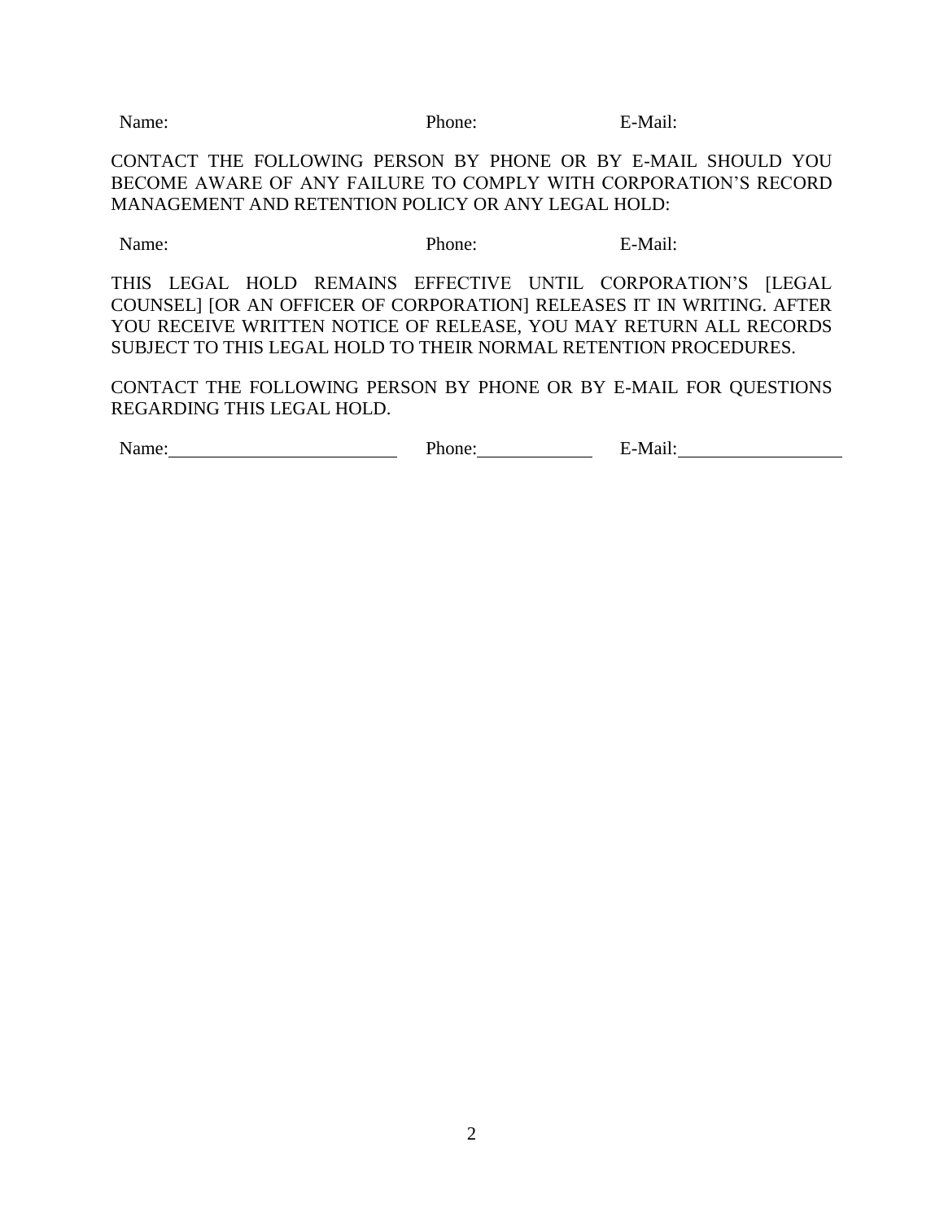Name: Phone: E-Mail:

CONTACT THE FOLLOWING PERSON BY PHONE OR BY E-MAIL SHOULD YOU BECOME AWARE OF ANY FAILURE TO COMPLY WITH CORPORATION'S RECORD MANAGEMENT AND RETENTION POLICY OR ANY LEGAL HOLD:

Name: Phone: E-Mail:

THIS LEGAL HOLD REMAINS EFFECTIVE UNTIL CORPORATION'S [LEGAL COUNSEL] [OR AN OFFICER OF CORPORATION] RELEASES IT IN WRITING. AFTER YOU RECEIVE WRITTEN NOTICE OF RELEASE, YOU MAY RETURN ALL RECORDS SUBJECT TO THIS LEGAL HOLD TO THEIR NORMAL RETENTION PROCEDURES.

CONTACT THE FOLLOWING PERSON BY PHONE OR BY E-MAIL FOR QUESTIONS REGARDING THIS LEGAL HOLD.

Name:\_\_\_\_\_\_\_\_\_\_\_\_\_\_\_\_\_\_\_\_\_\_\_\_ Phone:\_\_\_\_\_\_\_\_\_\_\_\_ E-Mail:\_\_\_\_\_\_\_\_\_\_\_\_\_\_\_\_\_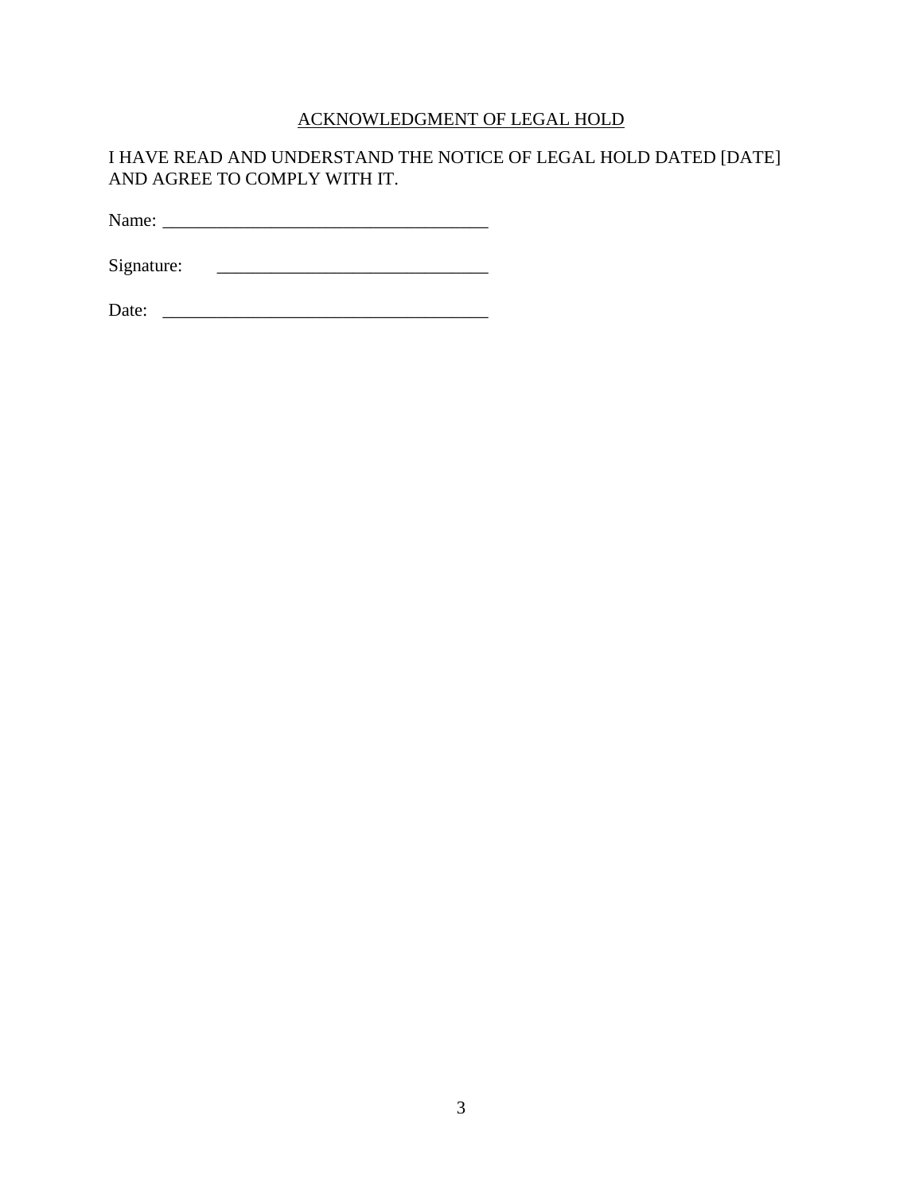## ACKNOWLEDGMENT OF LEGAL HOLD

I HAVE READ AND UNDERSTAND THE NOTICE OF LEGAL HOLD DATED [DATE] AND AGREE TO COMPLY WITH IT.

Name: ____________________________________

Signature: ______________________________

Date: ____________________________________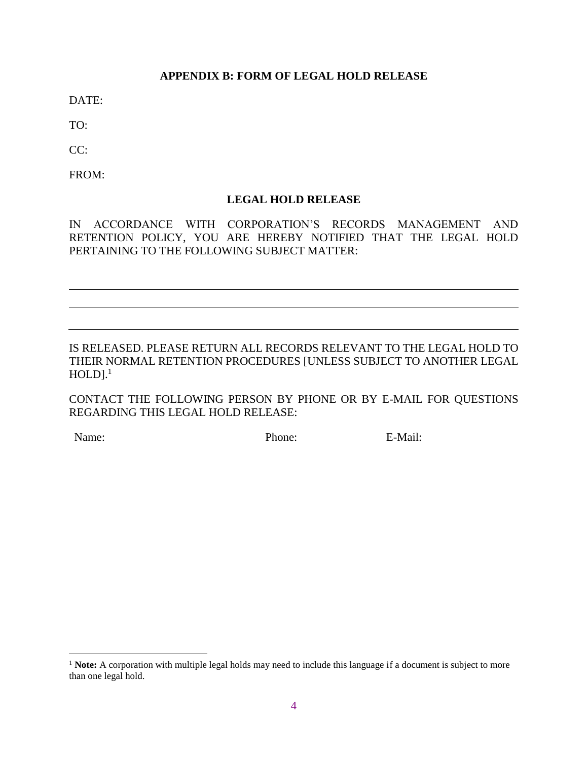## APPENDIX B: FORM OF LEGAL HOLD RELEASE

DATE:

TO:

CC:

FROM:

### LEGAL HOLD RELEASE

IN ACCORDANCE WITH CORPORATION'S RECORDS MANAGEMENT AND RETENTION POLICY, YOU ARE HEREBY NOTIFIED THAT THE LEGAL HOLD PERTAINING TO THE FOLLOWING SUBJECT MATTER:

\_\_\_\_\_\_\_\_\_\_\_\_\_\_\_\_\_\_\_\_\_\_\_\_\_\_\_\_\_\_\_\_\_\_\_\_\_\_\_\_\_\_\_\_\_\_\_\_\_\_\_\_\_\_\_\_\_\_\_\_\_\_\_\_\_\_\_\_\_\_

\_\_\_\_\_\_\_\_\_\_\_\_\_\_\_\_\_\_\_\_\_\_\_\_\_\_\_\_\_\_\_\_\_\_\_\_\_\_\_\_\_\_\_\_\_\_\_\_\_\_\_\_\_\_\_\_\_\_\_\_\_\_\_\_\_\_\_\_\_\_

\_\_\_\_\_\_\_\_\_\_\_\_\_\_\_\_\_\_\_\_\_\_\_\_\_\_\_\_\_\_\_\_\_\_\_\_\_\_\_\_\_\_\_\_\_\_\_\_\_\_\_\_\_\_\_\_\_\_\_\_\_\_\_\_\_\_\_\_\_\_

IS RELEASED. PLEASE RETURN ALL RECORDS RELEVANT TO THE LEGAL HOLD TO THEIR NORMAL RETENTION PROCEDURES [UNLESS SUBJECT TO ANOTHER LEGAL HOLD].[1]

CONTACT THE FOLLOWING PERSON BY PHONE OR BY E-MAIL FOR QUESTIONS REGARDING THIS LEGAL HOLD RELEASE:

Name: Phone: E-Mail:

---

[1] **Note:** A corporation with multiple legal holds may need to include this language if a document is subject to more than one legal hold.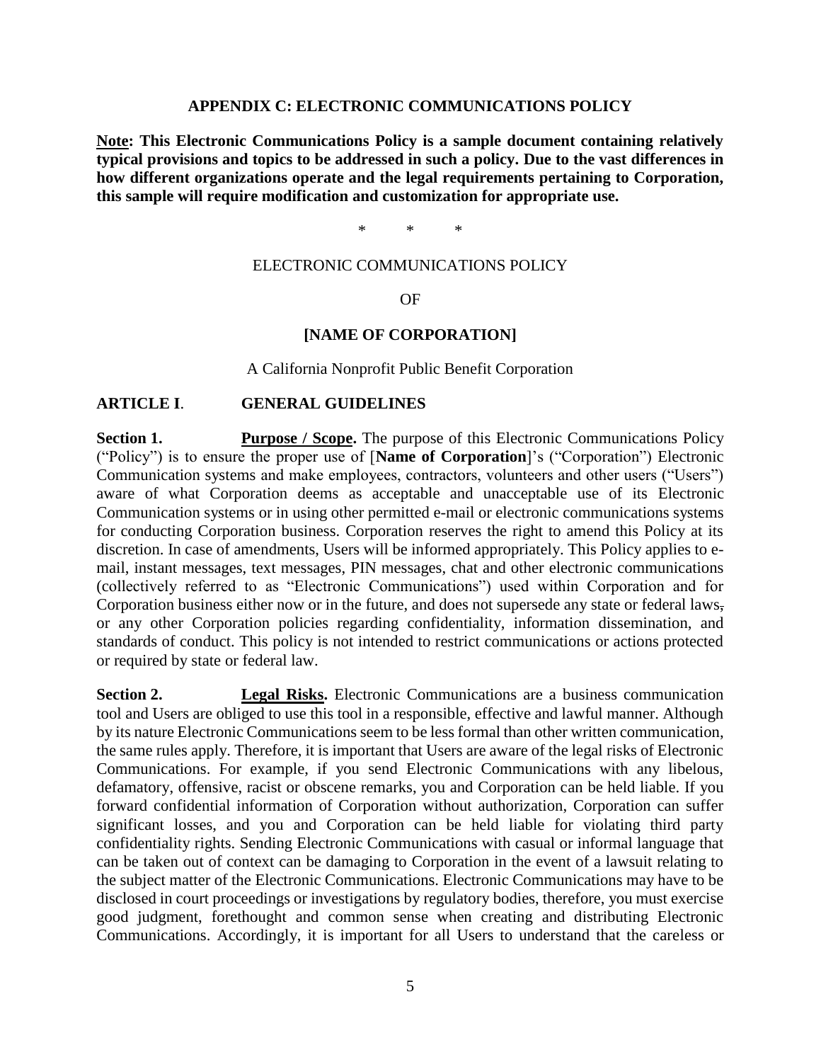## APPENDIX C: ELECTRONIC COMMUNICATIONS POLICY

**Note: This Electronic Communications Policy is a sample document containing relatively typical provisions and topics to be addressed in such a policy. Due to the vast differences in how different organizations operate and the legal requirements pertaining to Corporation, this sample will require modification and customization for appropriate use.**

\*　　\*　　\*

ELECTRONIC COMMUNICATIONS POLICY

OF

**[NAME OF CORPORATION]**

A California Nonprofit Public Benefit Corporation

### ARTICLE I. GENERAL GUIDELINES

**Section 1. Purpose / Scope.** The purpose of this Electronic Communications Policy ("Policy") is to ensure the proper use of [**Name of Corporation**]'s ("Corporation") Electronic Communication systems and make employees, contractors, volunteers and other users ("Users") aware of what Corporation deems as acceptable and unacceptable use of its Electronic Communication systems or in using other permitted e-mail or electronic communications systems for conducting Corporation business. Corporation reserves the right to amend this Policy at its discretion. In case of amendments, Users will be informed appropriately. This Policy applies to e-mail, instant messages, text messages, PIN messages, chat and other electronic communications (collectively referred to as "Electronic Communications") used within Corporation and for Corporation business either now or in the future, and does not supersede any state or federal laws, or any other Corporation policies regarding confidentiality, information dissemination, and standards of conduct. This policy is not intended to restrict communications or actions protected or required by state or federal law.

**Section 2. Legal Risks.** Electronic Communications are a business communication tool and Users are obliged to use this tool in a responsible, effective and lawful manner. Although by its nature Electronic Communications seem to be less formal than other written communication, the same rules apply. Therefore, it is important that Users are aware of the legal risks of Electronic Communications. For example, if you send Electronic Communications with any libelous, defamatory, offensive, racist or obscene remarks, you and Corporation can be held liable. If you forward confidential information of Corporation without authorization, Corporation can suffer significant losses, and you and Corporation can be held liable for violating third party confidentiality rights. Sending Electronic Communications with casual or informal language that can be taken out of context can be damaging to Corporation in the event of a lawsuit relating to the subject matter of the Electronic Communications. Electronic Communications may have to be disclosed in court proceedings or investigations by regulatory bodies, therefore, you must exercise good judgment, forethought and common sense when creating and distributing Electronic Communications. Accordingly, it is important for all Users to understand that the careless or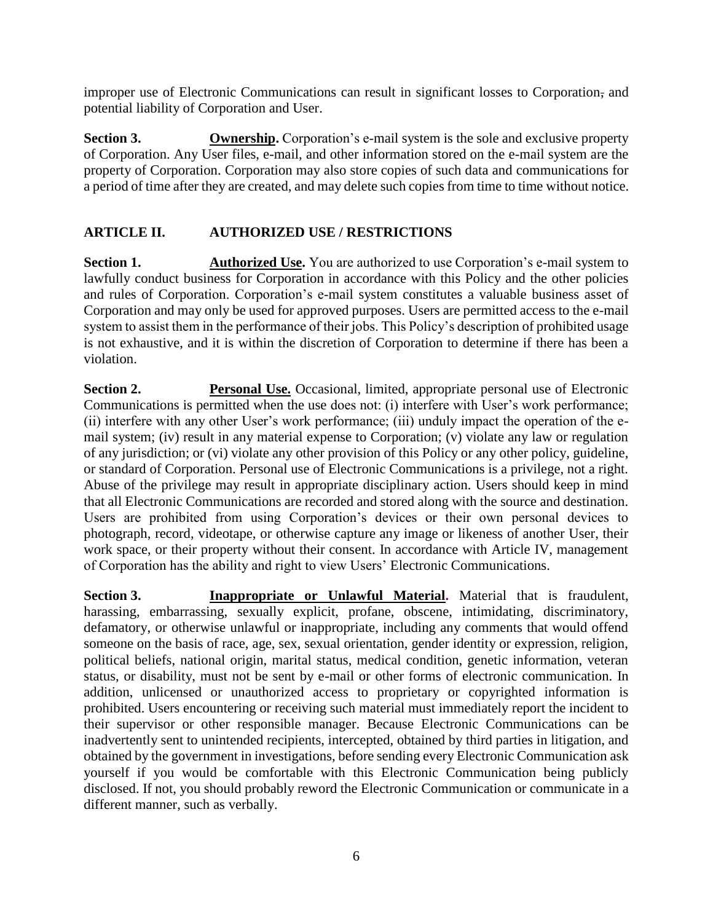improper use of Electronic Communications can result in significant losses to Corporation, and potential liability of Corporation and User.

**Section 3. Ownership.** Corporation's e-mail system is the sole and exclusive property of Corporation. Any User files, e-mail, and other information stored on the e-mail system are the property of Corporation. Corporation may also store copies of such data and communications for a period of time after they are created, and may delete such copies from time to time without notice.

## ARTICLE II. AUTHORIZED USE / RESTRICTIONS

**Section 1. Authorized Use.** You are authorized to use Corporation's e-mail system to lawfully conduct business for Corporation in accordance with this Policy and the other policies and rules of Corporation. Corporation's e-mail system constitutes a valuable business asset of Corporation and may only be used for approved purposes. Users are permitted access to the e-mail system to assist them in the performance of their jobs. This Policy's description of prohibited usage is not exhaustive, and it is within the discretion of Corporation to determine if there has been a violation.

**Section 2. Personal Use.** Occasional, limited, appropriate personal use of Electronic Communications is permitted when the use does not: (i) interfere with User's work performance; (ii) interfere with any other User's work performance; (iii) unduly impact the operation of the e-mail system; (iv) result in any material expense to Corporation; (v) violate any law or regulation of any jurisdiction; or (vi) violate any other provision of this Policy or any other policy, guideline, or standard of Corporation. Personal use of Electronic Communications is a privilege, not a right. Abuse of the privilege may result in appropriate disciplinary action. Users should keep in mind that all Electronic Communications are recorded and stored along with the source and destination. Users are prohibited from using Corporation's devices or their own personal devices to photograph, record, videotape, or otherwise capture any image or likeness of another User, their work space, or their property without their consent. In accordance with Article IV, management of Corporation has the ability and right to view Users' Electronic Communications.

**Section 3. Inappropriate or Unlawful Material.** Material that is fraudulent, harassing, embarrassing, sexually explicit, profane, obscene, intimidating, discriminatory, defamatory, or otherwise unlawful or inappropriate, including any comments that would offend someone on the basis of race, age, sex, sexual orientation, gender identity or expression, religion, political beliefs, national origin, marital status, medical condition, genetic information, veteran status, or disability, must not be sent by e-mail or other forms of electronic communication. In addition, unlicensed or unauthorized access to proprietary or copyrighted information is prohibited. Users encountering or receiving such material must immediately report the incident to their supervisor or other responsible manager. Because Electronic Communications can be inadvertently sent to unintended recipients, intercepted, obtained by third parties in litigation, and obtained by the government in investigations, before sending every Electronic Communication ask yourself if you would be comfortable with this Electronic Communication being publicly disclosed. If not, you should probably reword the Electronic Communication or communicate in a different manner, such as verbally.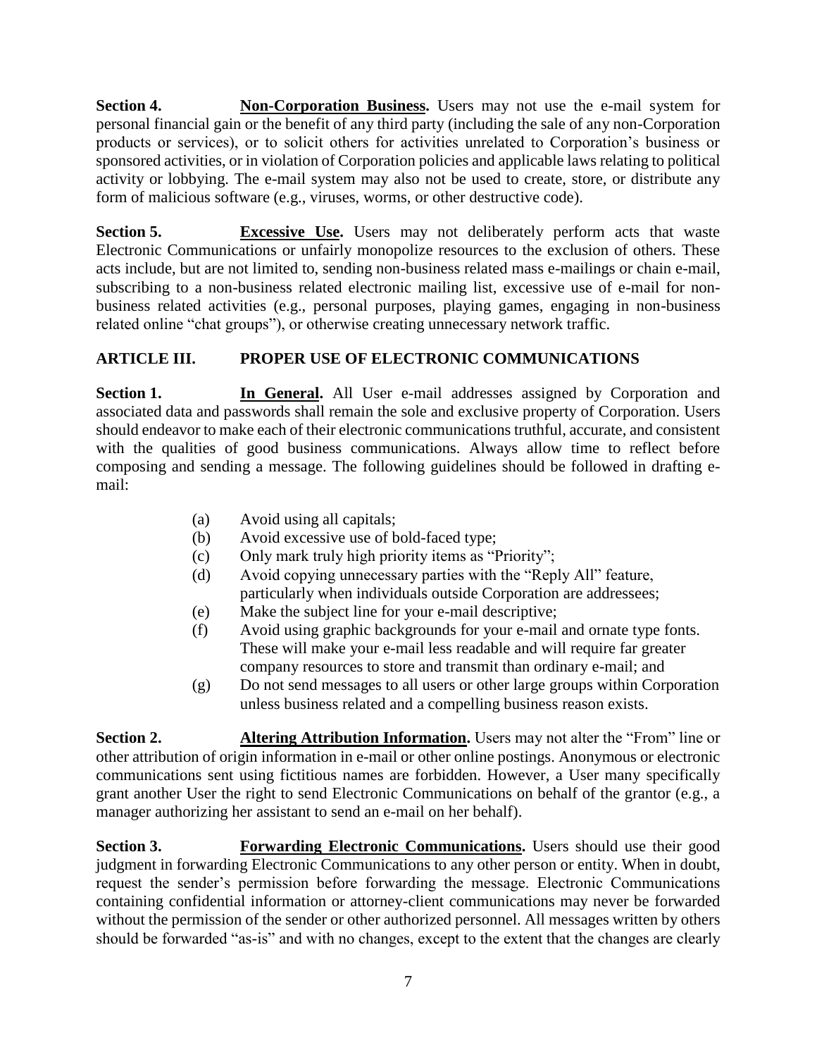**Section 4.** **<u>Non-Corporation Business</u>.** Users may not use the e-mail system for personal financial gain or the benefit of any third party (including the sale of any non-Corporation products or services), or to solicit others for activities unrelated to Corporation's business or sponsored activities, or in violation of Corporation policies and applicable laws relating to political activity or lobbying. The e-mail system may also not be used to create, store, or distribute any form of malicious software (e.g., viruses, worms, or other destructive code).

**Section 5.** **<u>Excessive Use</u>.** Users may not deliberately perform acts that waste Electronic Communications or unfairly monopolize resources to the exclusion of others. These acts include, but are not limited to, sending non-business related mass e-mailings or chain e-mail, subscribing to a non-business related electronic mailing list, excessive use of e-mail for non-business related activities (e.g., personal purposes, playing games, engaging in non-business related online "chat groups"), or otherwise creating unnecessary network traffic.

## ARTICLE III. PROPER USE OF ELECTRONIC COMMUNICATIONS

**Section 1.** **<u>In General</u>.** All User e-mail addresses assigned by Corporation and associated data and passwords shall remain the sole and exclusive property of Corporation. Users should endeavor to make each of their electronic communications truthful, accurate, and consistent with the qualities of good business communications. Always allow time to reflect before composing and sending a message. The following guidelines should be followed in drafting e-mail:

(a) Avoid using all capitals;
(b) Avoid excessive use of bold-faced type;
(c) Only mark truly high priority items as "Priority";
(d) Avoid copying unnecessary parties with the "Reply All" feature, particularly when individuals outside Corporation are addressees;
(e) Make the subject line for your e-mail descriptive;
(f) Avoid using graphic backgrounds for your e-mail and ornate type fonts. These will make your e-mail less readable and will require far greater company resources to store and transmit than ordinary e-mail; and
(g) Do not send messages to all users or other large groups within Corporation unless business related and a compelling business reason exists.

**Section 2.** **<u>Altering Attribution Information</u>.** Users may not alter the "From" line or other attribution of origin information in e-mail or other online postings. Anonymous or electronic communications sent using fictitious names are forbidden. However, a User many specifically grant another User the right to send Electronic Communications on behalf of the grantor (e.g., a manager authorizing her assistant to send an e-mail on her behalf).

**Section 3.** **<u>Forwarding Electronic Communications</u>.** Users should use their good judgment in forwarding Electronic Communications to any other person or entity. When in doubt, request the sender's permission before forwarding the message. Electronic Communications containing confidential information or attorney-client communications may never be forwarded without the permission of the sender or other authorized personnel. All messages written by others should be forwarded "as-is" and with no changes, except to the extent that the changes are clearly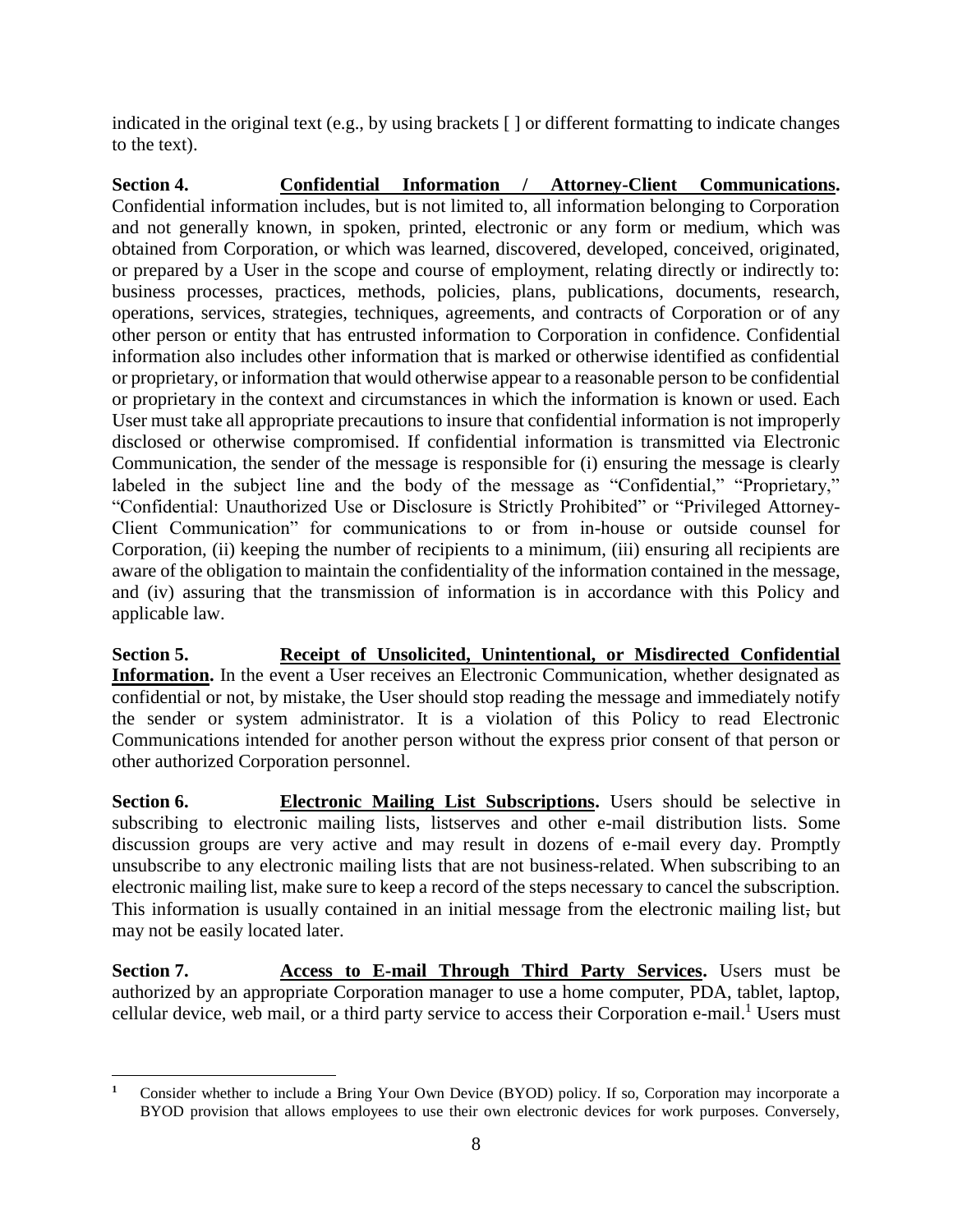indicated in the original text (e.g., by using brackets [ ] or different formatting to indicate changes to the text).

**Section 4. <u>Confidential Information / Attorney-Client Communications</u>.** Confidential information includes, but is not limited to, all information belonging to Corporation and not generally known, in spoken, printed, electronic or any form or medium, which was obtained from Corporation, or which was learned, discovered, developed, conceived, originated, or prepared by a User in the scope and course of employment, relating directly or indirectly to: business processes, practices, methods, policies, plans, publications, documents, research, operations, services, strategies, techniques, agreements, and contracts of Corporation or of any other person or entity that has entrusted information to Corporation in confidence. Confidential information also includes other information that is marked or otherwise identified as confidential or proprietary, or information that would otherwise appear to a reasonable person to be confidential or proprietary in the context and circumstances in which the information is known or used. Each User must take all appropriate precautions to insure that confidential information is not improperly disclosed or otherwise compromised. If confidential information is transmitted via Electronic Communication, the sender of the message is responsible for (i) ensuring the message is clearly labeled in the subject line and the body of the message as "Confidential," "Proprietary," "Confidential: Unauthorized Use or Disclosure is Strictly Prohibited" or "Privileged Attorney-Client Communication" for communications to or from in-house or outside counsel for Corporation, (ii) keeping the number of recipients to a minimum, (iii) ensuring all recipients are aware of the obligation to maintain the confidentiality of the information contained in the message, and (iv) assuring that the transmission of information is in accordance with this Policy and applicable law.

**Section 5. <u>Receipt of Unsolicited, Unintentional, or Misdirected Confidential Information</u>.** In the event a User receives an Electronic Communication, whether designated as confidential or not, by mistake, the User should stop reading the message and immediately notify the sender or system administrator. It is a violation of this Policy to read Electronic Communications intended for another person without the express prior consent of that person or other authorized Corporation personnel.

**Section 6. <u>Electronic Mailing List Subscriptions</u>.** Users should be selective in subscribing to electronic mailing lists, listserves and other e-mail distribution lists. Some discussion groups are very active and may result in dozens of e-mail every day. Promptly unsubscribe to any electronic mailing lists that are not business-related. When subscribing to an electronic mailing list, make sure to keep a record of the steps necessary to cancel the subscription. This information is usually contained in an initial message from the electronic mailing list, but may not be easily located later.

**Section 7. <u>Access to E-mail Through Third Party Services</u>.** Users must be authorized by an appropriate Corporation manager to use a home computer, PDA, tablet, laptop, cellular device, web mail, or a third party service to access their Corporation e-mail.[1] Users must

---

[1] Consider whether to include a Bring Your Own Device (BYOD) policy. If so, Corporation may incorporate a BYOD provision that allows employees to use their own electronic devices for work purposes. Conversely,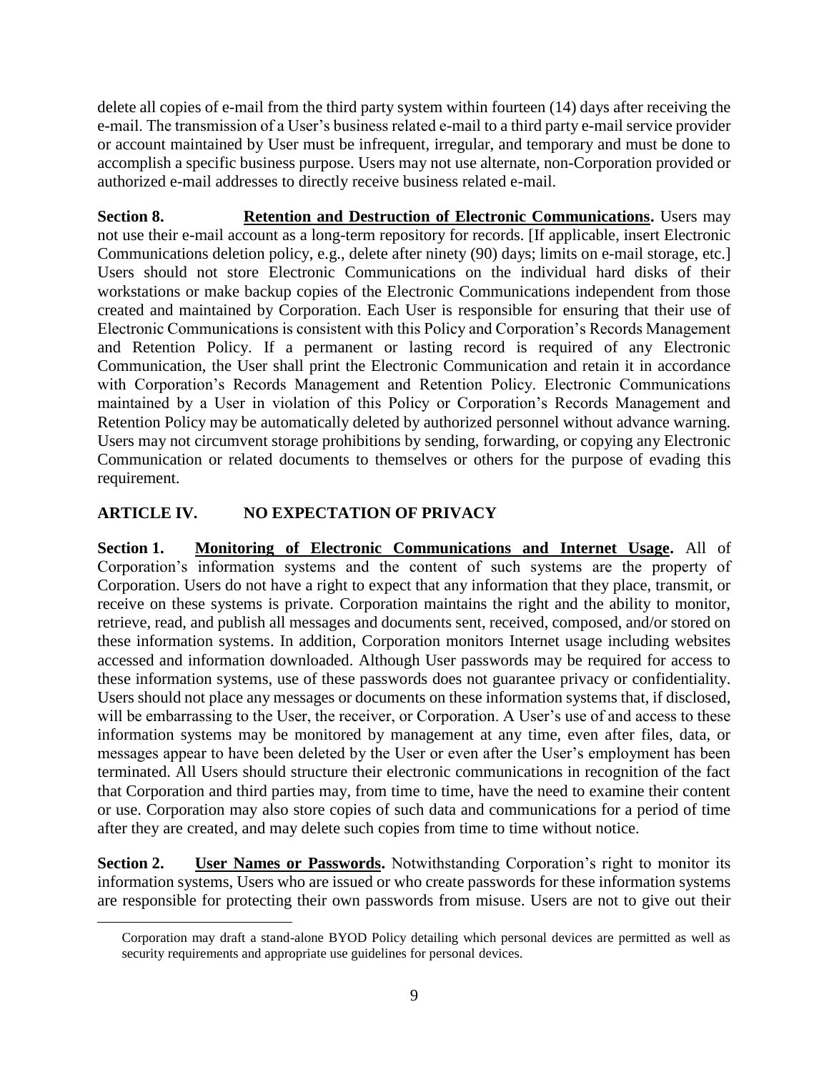delete all copies of e-mail from the third party system within fourteen (14) days after receiving the e-mail. The transmission of a User's business related e-mail to a third party e-mail service provider or account maintained by User must be infrequent, irregular, and temporary and must be done to accomplish a specific business purpose. Users may not use alternate, non-Corporation provided or authorized e-mail addresses to directly receive business related e-mail.

**Section 8.** **Retention and Destruction of Electronic Communications.** Users may not use their e-mail account as a long-term repository for records. [If applicable, insert Electronic Communications deletion policy, e.g., delete after ninety (90) days; limits on e-mail storage, etc.] Users should not store Electronic Communications on the individual hard disks of their workstations or make backup copies of the Electronic Communications independent from those created and maintained by Corporation. Each User is responsible for ensuring that their use of Electronic Communications is consistent with this Policy and Corporation's Records Management and Retention Policy. If a permanent or lasting record is required of any Electronic Communication, the User shall print the Electronic Communication and retain it in accordance with Corporation's Records Management and Retention Policy. Electronic Communications maintained by a User in violation of this Policy or Corporation's Records Management and Retention Policy may be automatically deleted by authorized personnel without advance warning. Users may not circumvent storage prohibitions by sending, forwarding, or copying any Electronic Communication or related documents to themselves or others for the purpose of evading this requirement.

## ARTICLE IV. NO EXPECTATION OF PRIVACY

**Section 1.** **Monitoring of Electronic Communications and Internet Usage.** All of Corporation's information systems and the content of such systems are the property of Corporation. Users do not have a right to expect that any information that they place, transmit, or receive on these systems is private. Corporation maintains the right and the ability to monitor, retrieve, read, and publish all messages and documents sent, received, composed, and/or stored on these information systems. In addition, Corporation monitors Internet usage including websites accessed and information downloaded. Although User passwords may be required for access to these information systems, use of these passwords does not guarantee privacy or confidentiality. Users should not place any messages or documents on these information systems that, if disclosed, will be embarrassing to the User, the receiver, or Corporation. A User's use of and access to these information systems may be monitored by management at any time, even after files, data, or messages appear to have been deleted by the User or even after the User's employment has been terminated. All Users should structure their electronic communications in recognition of the fact that Corporation and third parties may, from time to time, have the need to examine their content or use. Corporation may also store copies of such data and communications for a period of time after they are created, and may delete such copies from time to time without notice.

**Section 2.** **User Names or Passwords.** Notwithstanding Corporation's right to monitor its information systems, Users who are issued or who create passwords for these information systems are responsible for protecting their own passwords from misuse. Users are not to give out their

---

Corporation may draft a stand-alone BYOD Policy detailing which personal devices are permitted as well as security requirements and appropriate use guidelines for personal devices.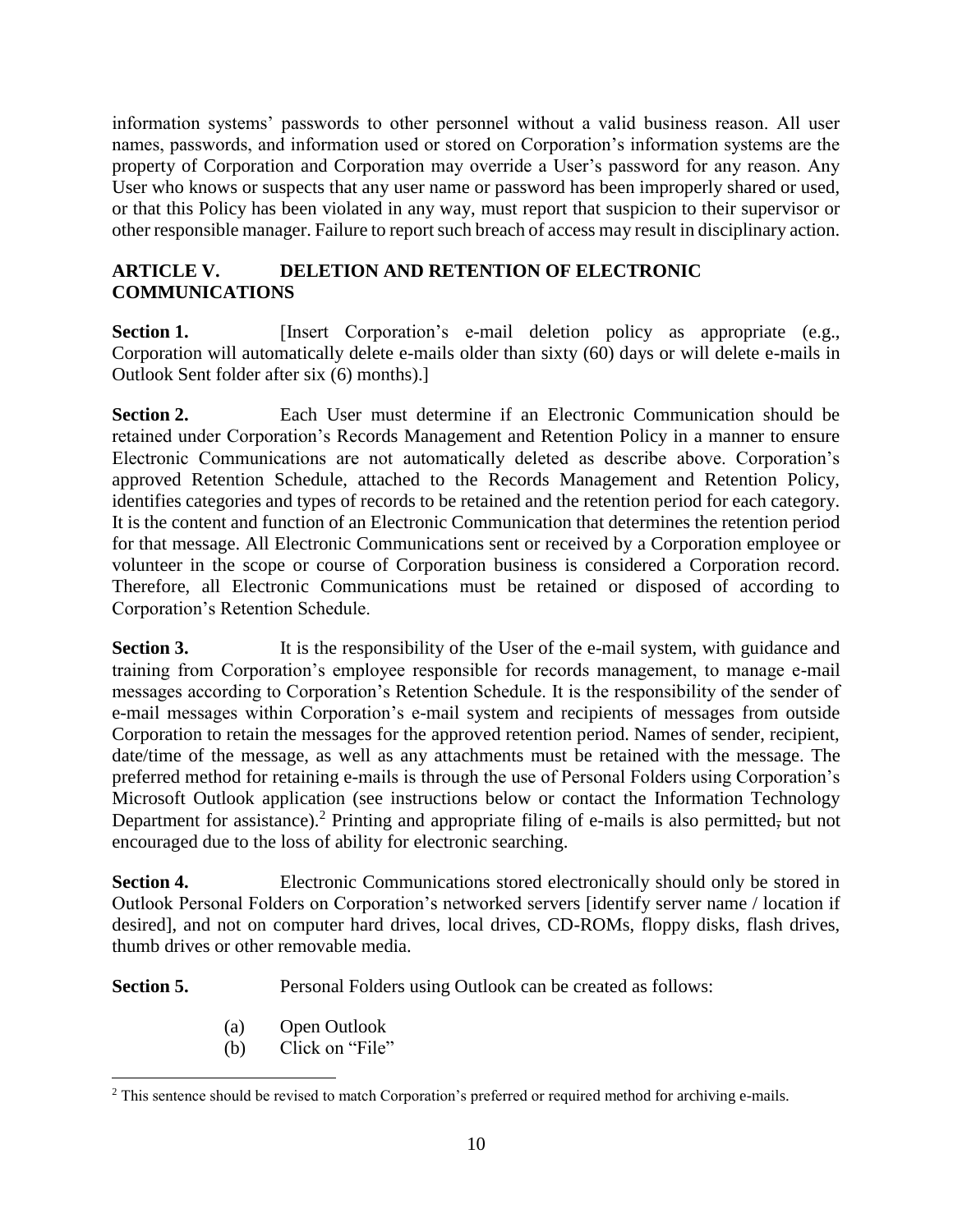information systems' passwords to other personnel without a valid business reason. All user names, passwords, and information used or stored on Corporation's information systems are the property of Corporation and Corporation may override a User's password for any reason. Any User who knows or suspects that any user name or password has been improperly shared or used, or that this Policy has been violated in any way, must report that suspicion to their supervisor or other responsible manager. Failure to report such breach of access may result in disciplinary action.

## ARTICLE V. DELETION AND RETENTION OF ELECTRONIC COMMUNICATIONS

**Section 1.** [Insert Corporation's e-mail deletion policy as appropriate (e.g., Corporation will automatically delete e-mails older than sixty (60) days or will delete e-mails in Outlook Sent folder after six (6) months).]

**Section 2.** Each User must determine if an Electronic Communication should be retained under Corporation's Records Management and Retention Policy in a manner to ensure Electronic Communications are not automatically deleted as describe above. Corporation's approved Retention Schedule, attached to the Records Management and Retention Policy, identifies categories and types of records to be retained and the retention period for each category. It is the content and function of an Electronic Communication that determines the retention period for that message. All Electronic Communications sent or received by a Corporation employee or volunteer in the scope or course of Corporation business is considered a Corporation record. Therefore, all Electronic Communications must be retained or disposed of according to Corporation's Retention Schedule.

**Section 3.** It is the responsibility of the User of the e-mail system, with guidance and training from Corporation's employee responsible for records management, to manage e-mail messages according to Corporation's Retention Schedule. It is the responsibility of the sender of e-mail messages within Corporation's e-mail system and recipients of messages from outside Corporation to retain the messages for the approved retention period. Names of sender, recipient, date/time of the message, as well as any attachments must be retained with the message. The preferred method for retaining e-mails is through the use of Personal Folders using Corporation's Microsoft Outlook application (see instructions below or contact the Information Technology Department for assistance).[2] Printing and appropriate filing of e-mails is also permitted, but not encouraged due to the loss of ability for electronic searching.

**Section 4.** Electronic Communications stored electronically should only be stored in Outlook Personal Folders on Corporation's networked servers [identify server name / location if desired], and not on computer hard drives, local drives, CD-ROMs, floppy disks, flash drives, thumb drives or other removable media.

**Section 5.** Personal Folders using Outlook can be created as follows:

(a) Open Outlook
(b) Click on "File"

[2] This sentence should be revised to match Corporation's preferred or required method for archiving e-mails.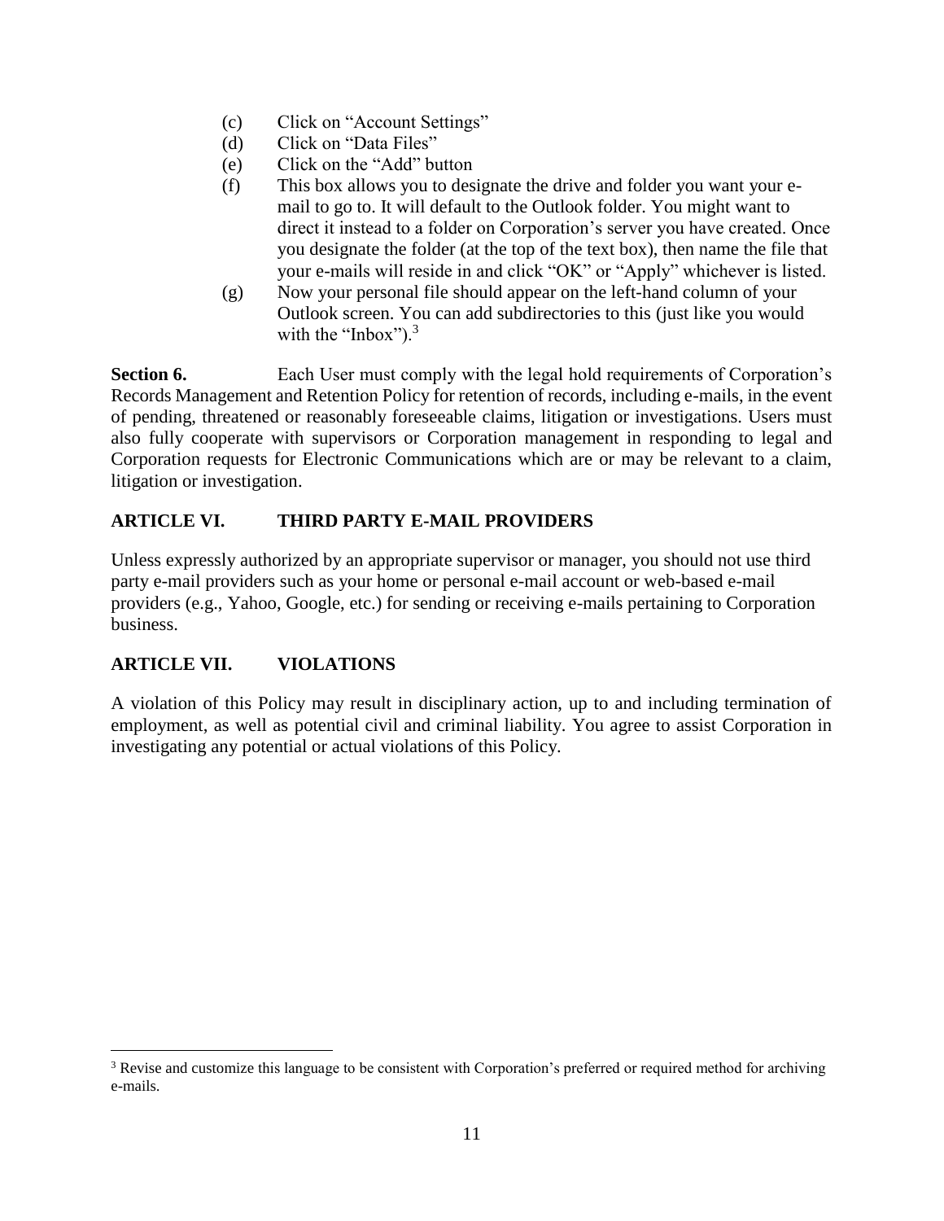(c) Click on "Account Settings"

(d) Click on "Data Files"

(e) Click on the "Add" button

(f) This box allows you to designate the drive and folder you want your e-mail to go to. It will default to the Outlook folder. You might want to direct it instead to a folder on Corporation's server you have created. Once you designate the folder (at the top of the text box), then name the file that your e-mails will reside in and click "OK" or "Apply" whichever is listed.

(g) Now your personal file should appear on the left-hand column of your Outlook screen. You can add subdirectories to this (just like you would with the "Inbox").[3]

**Section 6.** Each User must comply with the legal hold requirements of Corporation's Records Management and Retention Policy for retention of records, including e-mails, in the event of pending, threatened or reasonably foreseeable claims, litigation or investigations. Users must also fully cooperate with supervisors or Corporation management in responding to legal and Corporation requests for Electronic Communications which are or may be relevant to a claim, litigation or investigation.

## ARTICLE VI. THIRD PARTY E-MAIL PROVIDERS

Unless expressly authorized by an appropriate supervisor or manager, you should not use third party e-mail providers such as your home or personal e-mail account or web-based e-mail providers (e.g., Yahoo, Google, etc.) for sending or receiving e-mails pertaining to Corporation business.

## ARTICLE VII. VIOLATIONS

A violation of this Policy may result in disciplinary action, up to and including termination of employment, as well as potential civil and criminal liability. You agree to assist Corporation in investigating any potential or actual violations of this Policy.

---

[3] Revise and customize this language to be consistent with Corporation's preferred or required method for archiving e-mails.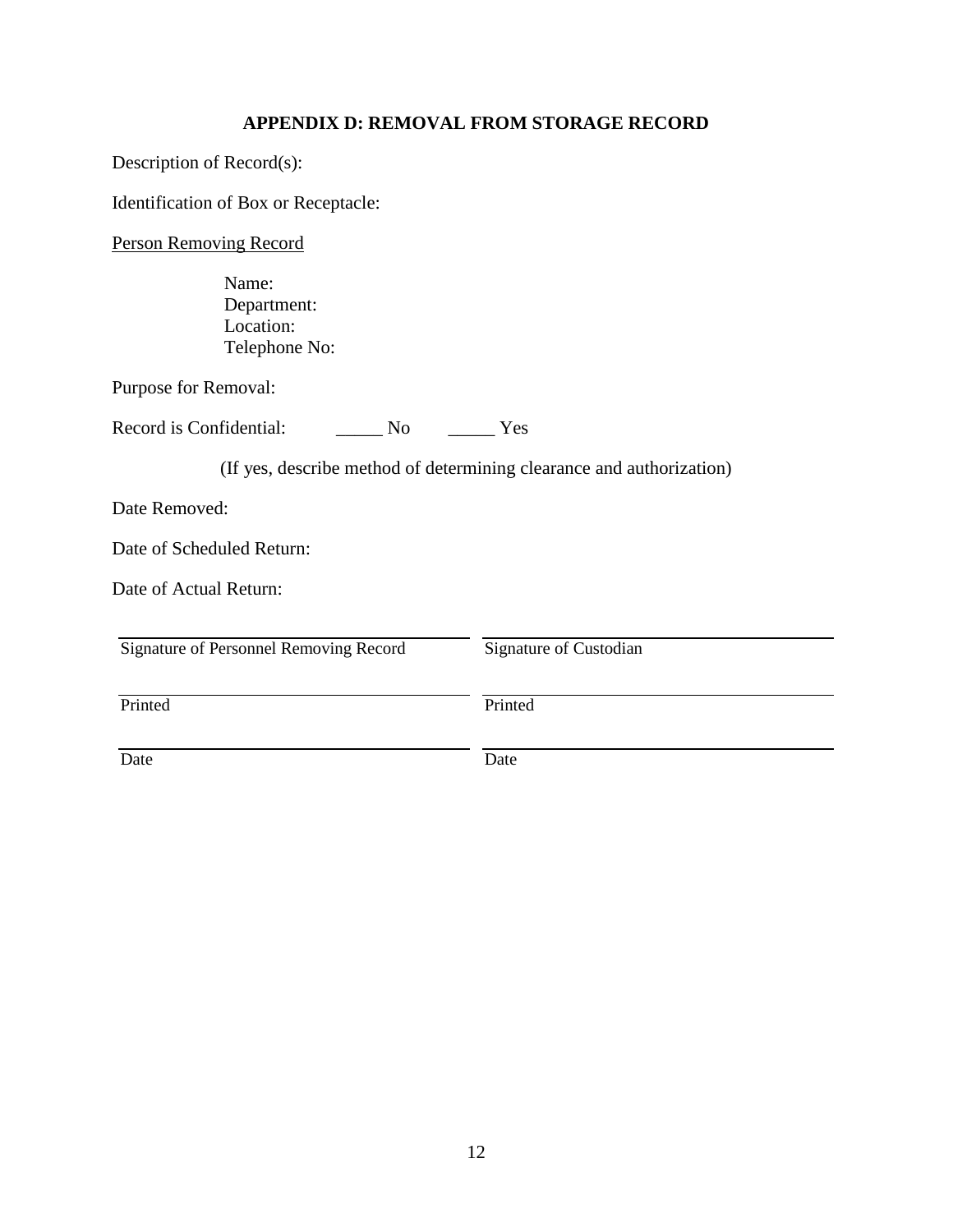## APPENDIX D: REMOVAL FROM STORAGE RECORD

Description of Record(s):

Identification of Box or Receptacle:

<u>Person Removing Record</u>

Name:
Department:
Location:
Telephone No:

Purpose for Removal:

Record is Confidential: _____ No _____ Yes

(If yes, describe method of determining clearance and authorization)

Date Removed:

Date of Scheduled Return:

Date of Actual Return:

| | |
|---|---|
| Signature of Personnel Removing Record | Signature of Custodian |
| Printed | Printed |
| Date | Date |